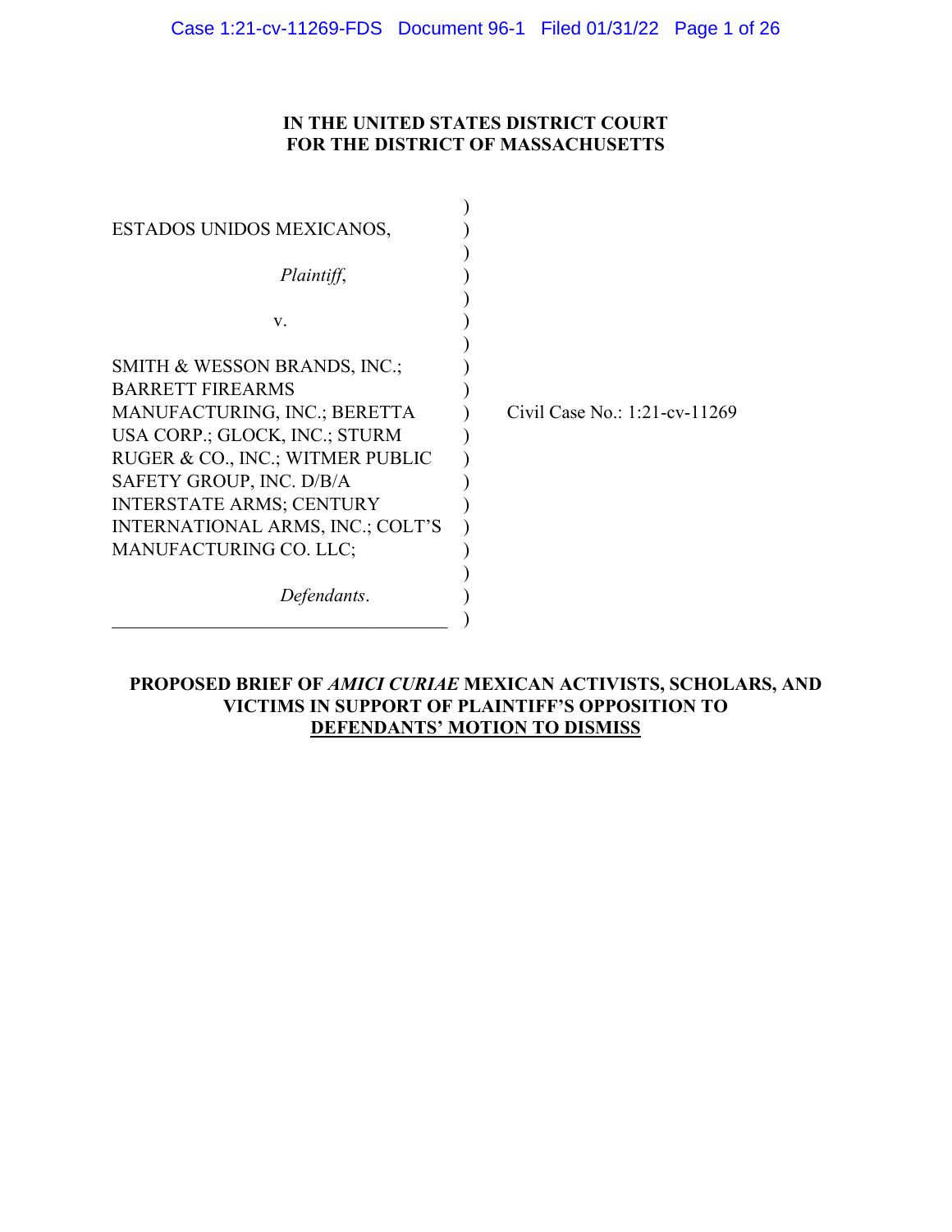**IN THE UNITED STATES DISTRICT COURT**
**FOR THE DISTRICT OF MASSACHUSETTS**

| | | |
|---|---|---|
| ESTADOS UNIDOS MEXICANOS,<br><br>*Plaintiff*,<br><br>v.<br><br>SMITH & WESSON BRANDS, INC.; BARRETT FIREARMS MANUFACTURING, INC.; BERETTA USA CORP.; GLOCK, INC.; STURM RUGER & CO., INC.; WITMER PUBLIC SAFETY GROUP, INC. D/B/A INTERSTATE ARMS; CENTURY INTERNATIONAL ARMS, INC.; COLT'S MANUFACTURING CO. LLC;<br><br>*Defendants*. | ) | Civil Case No.: 1:21-cv-11269 |

**PROPOSED BRIEF OF *AMICI CURIAE* MEXICAN ACTIVISTS, SCHOLARS, AND VICTIMS IN SUPPORT OF PLAINTIFF'S OPPOSITION TO DEFENDANTS' MOTION TO DISMISS**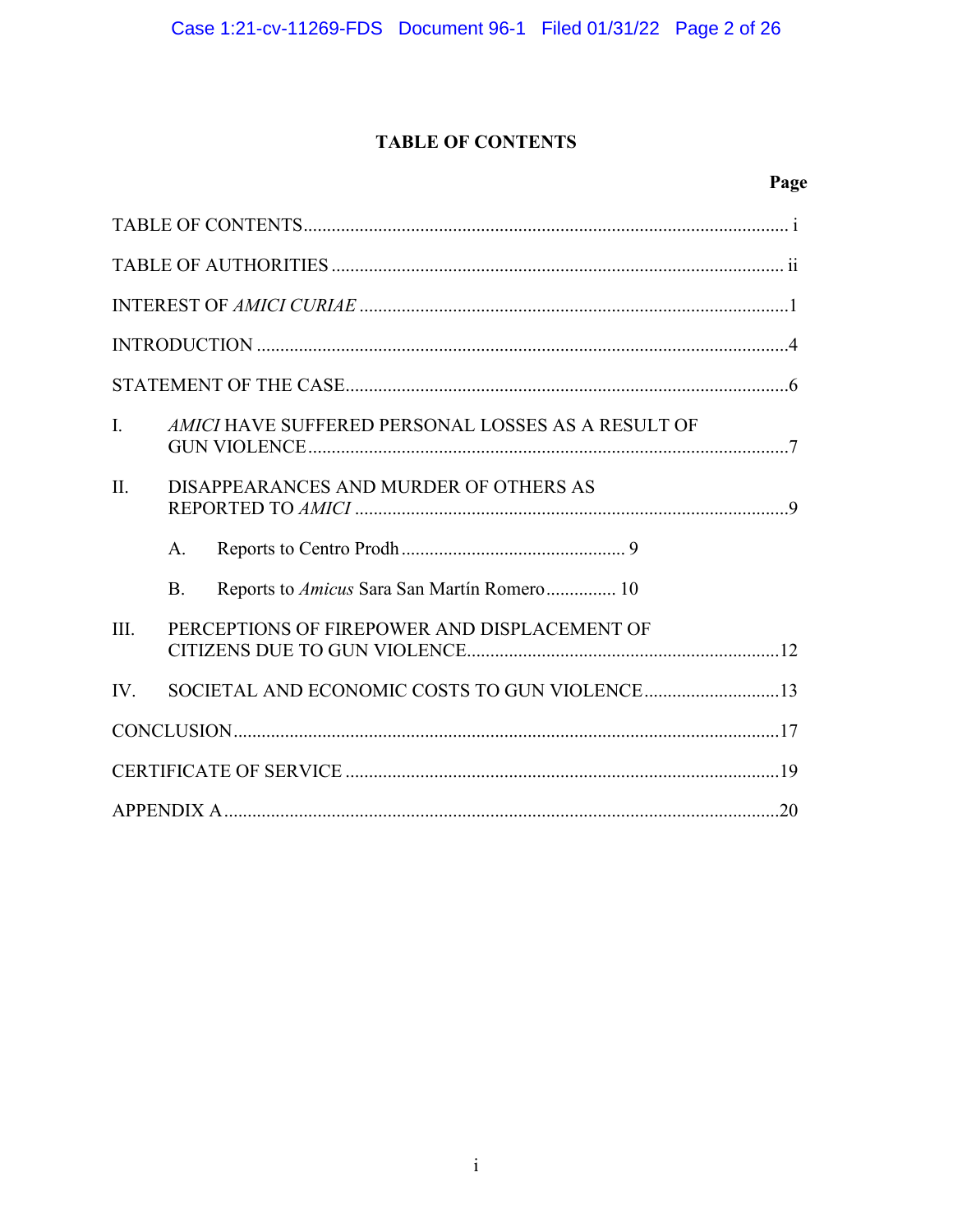# TABLE OF CONTENTS

| | Page |
|---|---|
| TABLE OF CONTENTS | i |
| TABLE OF AUTHORITIES | ii |
| INTEREST OF *AMICI CURIAE* | 1 |
| INTRODUCTION | 4 |
| STATEMENT OF THE CASE | 6 |
| I. *AMICI* HAVE SUFFERED PERSONAL LOSSES AS A RESULT OF GUN VIOLENCE | 7 |
| II. DISAPPEARANCES AND MURDER OF OTHERS AS REPORTED TO *AMICI* | 9 |
| A. Reports to Centro Prodh | 9 |
| B. Reports to *Amicus* Sara San Martín Romero | 10 |
| III. PERCEPTIONS OF FIREPOWER AND DISPLACEMENT OF CITIZENS DUE TO GUN VIOLENCE | 12 |
| IV. SOCIETAL AND ECONOMIC COSTS TO GUN VIOLENCE | 13 |
| CONCLUSION | 17 |
| CERTIFICATE OF SERVICE | 19 |
| APPENDIX A | 20 |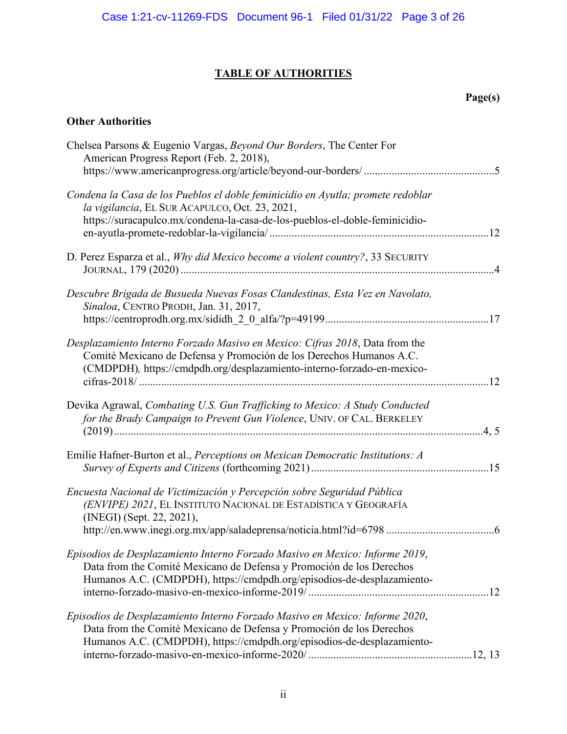## TABLE OF AUTHORITIES

**Page(s)**

### Other Authorities

Chelsea Parsons & Eugenio Vargas, *Beyond Our Borders*, The Center For American Progress Report (Feb. 2, 2018), https://www.americanprogress.org/article/beyond-our-borders/ ....5

*Condena la Casa de los Pueblos el doble feminicidio en Ayutla; promete redoblar la vigilancia*, EL SUR ACAPULCO, Oct. 23, 2021, https://suracapulco.mx/condena-la-casa-de-los-pueblos-el-doble-feminicidio-en-ayutla-promete-redoblar-la-vigilancia/ ....12

D. Perez Esparza et al., *Why did Mexico become a violent country?*, 33 SECURITY JOURNAL, 179 (2020) ....4

*Descubre Brigada de Busueda Nuevas Fosas Clandestinas, Esta Vez en Navolato, Sinaloa*, CENTRO PRODH, Jan. 31, 2017, https://centroprodh.org.mx/sididh_2_0_alfa/?p=49199 ....17

*Desplazamiento Interno Forzado Masivo en Mexico: Cifras 2018*, Data from the Comité Mexicano de Defensa y Promoción de los Derechos Humanos A.C. (CMDPDH), https://cmdpdh.org/desplazamiento-interno-forzado-en-mexico-cifras-2018/ ....12

Devika Agrawal, *Combating U.S. Gun Trafficking to Mexico: A Study Conducted for the Brady Campaign to Prevent Gun Violence*, UNIV. OF CAL. BERKELEY (2019) ....4, 5

Emilie Hafner-Burton et al., *Perceptions on Mexican Democratic Institutions: A Survey of Experts and Citizens* (forthcoming 2021) ....15

*Encuesta Nacional de Victimización y Percepción sobre Seguridad Pública (ENVIPE) 2021*, EL INSTITUTO NACIONAL DE ESTADÍSTICA Y GEOGRAFÍA (INEGI) (Sept. 22, 2021), http://en.www.inegi.org.mx/app/saladeprensa/noticia.html?id=6798 ....6

*Episodios de Desplazamiento Interno Forzado Masivo en Mexico: Informe 2019*, Data from the Comité Mexicano de Defensa y Promoción de los Derechos Humanos A.C. (CMDPDH), https://cmdpdh.org/episodios-de-desplazamiento-interno-forzado-masivo-en-mexico-informe-2019/ ....12

*Episodios de Desplazamiento Interno Forzado Masivo en Mexico: Informe 2020*, Data from the Comité Mexicano de Defensa y Promoción de los Derechos Humanos A.C. (CMDPDH), https://cmdpdh.org/episodios-de-desplazamiento-interno-forzado-masivo-en-mexico-informe-2020/ ....12, 13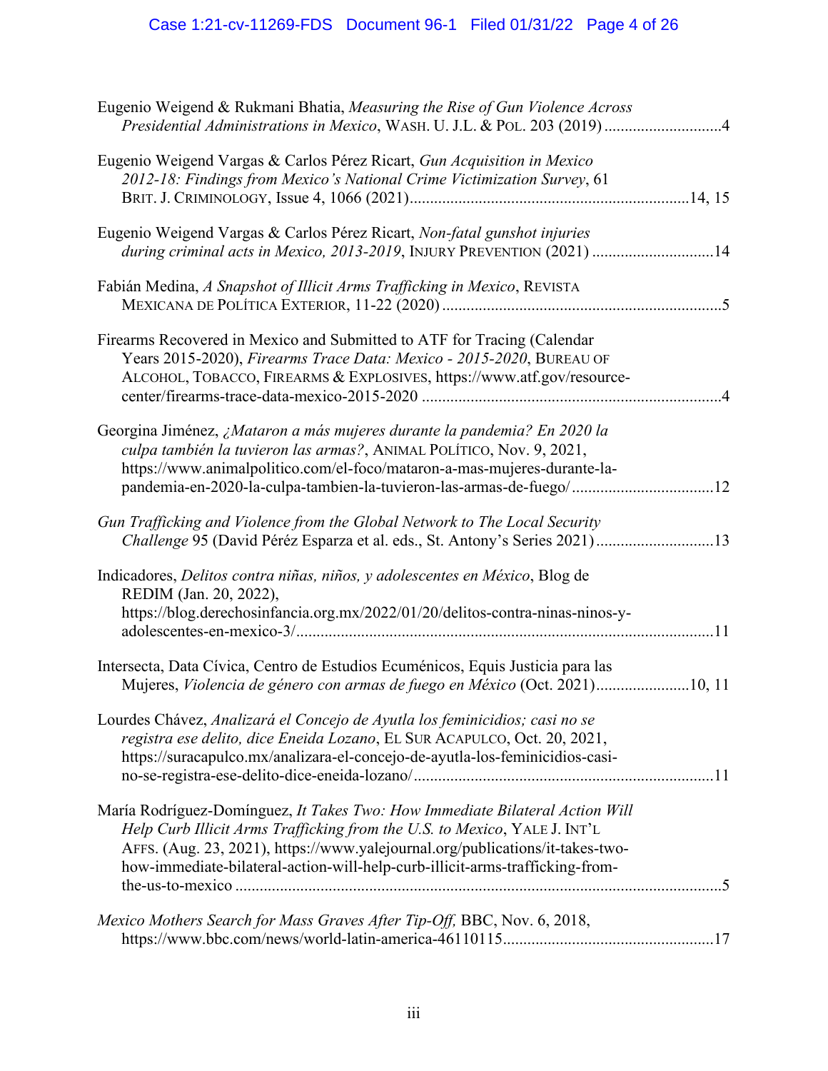Eugenio Weigend & Rukmani Bhatia, *Measuring the Rise of Gun Violence Across Presidential Administrations in Mexico*, WASH. U. J.L. & POL. 203 (2019) .............................4

Eugenio Weigend Vargas & Carlos Pérez Ricart, *Gun Acquisition in Mexico 2012-18: Findings from Mexico's National Crime Victimization Survey*, 61 BRIT. J. CRIMINOLOGY, Issue 4, 1066 (2021)....................................................................14, 15

Eugenio Weigend Vargas & Carlos Pérez Ricart, *Non-fatal gunshot injuries during criminal acts in Mexico, 2013-2019*, INJURY PREVENTION (2021) .............................14

Fabián Medina, *A Snapshot of Illicit Arms Trafficking in Mexico*, REVISTA MEXICANA DE POLÍTICA EXTERIOR, 11-22 (2020) ....................................................................5

Firearms Recovered in Mexico and Submitted to ATF for Tracing (Calendar Years 2015-2020), *Firearms Trace Data: Mexico - 2015-2020*, BUREAU OF ALCOHOL, TOBACCO, FIREARMS & EXPLOSIVES, https://www.atf.gov/resource-center/firearms-trace-data-mexico-2015-2020 .........................................................................4

Georgina Jiménez, *¿Mataron a más mujeres durante la pandemia? En 2020 la culpa también la tuvieron las armas?*, ANIMAL POLÍTICO, Nov. 9, 2021, https://www.animalpolitico.com/el-foco/mataron-a-mas-mujeres-durante-la-pandemia-en-2020-la-culpa-tambien-la-tuvieron-las-armas-de-fuego/ ..................................12

*Gun Trafficking and Violence from the Global Network to The Local Security Challenge* 95 (David Péréz Esparza et al. eds., St. Antony's Series 2021) ............................13

Indicadores, *Delitos contra niñas, niños, y adolescentes en México*, Blog de REDIM (Jan. 20, 2022), https://blog.derechosinfancia.org.mx/2022/01/20/delitos-contra-ninas-ninos-y-adolescentes-en-mexico-3/.....................................................................................................11

Intersecta, Data Cívica, Centro de Estudios Ecuménicos, Equis Justicia para las Mujeres, *Violencia de género con armas de fuego en México* (Oct. 2021).......................10, 11

Lourdes Chávez, *Analizará el Concejo de Ayutla los feminicidios; casi no se registra ese delito, dice Eneida Lozano*, EL SUR ACAPULCO, Oct. 20, 2021, https://suracapulco.mx/analizara-el-concejo-de-ayutla-los-feminicidios-casi-no-se-registra-ese-delito-dice-eneida-lozano/..........................................................................11

María Rodríguez-Domínguez, *It Takes Two: How Immediate Bilateral Action Will Help Curb Illicit Arms Trafficking from the U.S. to Mexico*, YALE J. INT'L AFFS. (Aug. 23, 2021), https://www.yalejournal.org/publications/it-takes-two-how-immediate-bilateral-action-will-help-curb-illicit-arms-trafficking-from-the-us-to-mexico ..........................................................................................................5

*Mexico Mothers Search for Mass Graves After Tip-Off,* BBC, Nov. 6, 2018, https://www.bbc.com/news/world-latin-america-46110115...................................................17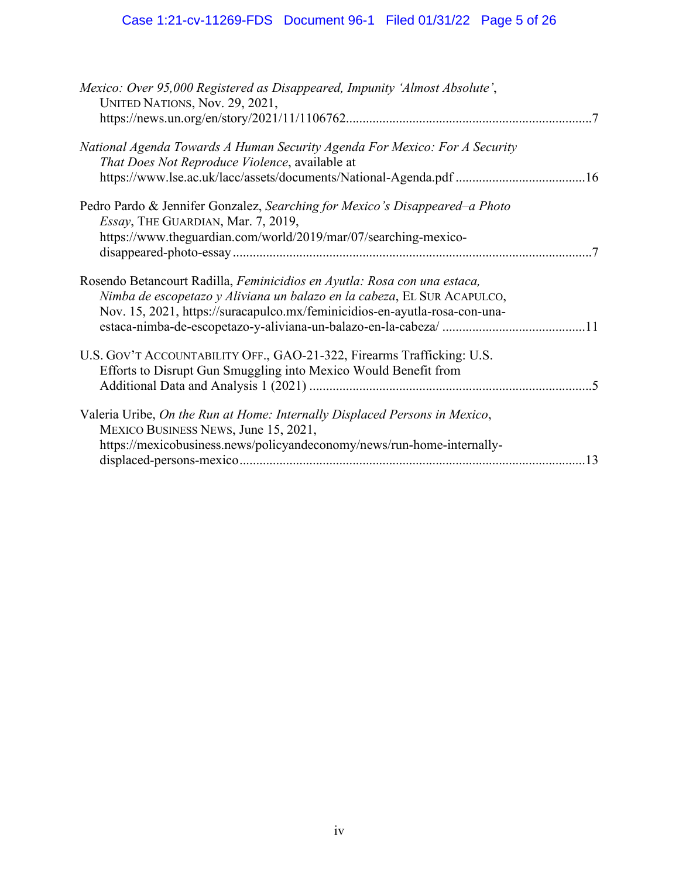*Mexico: Over 95,000 Registered as Disappeared, Impunity 'Almost Absolute'*, UNITED NATIONS, Nov. 29, 2021, https://news.un.org/en/story/2021/11/1106762 ........................................................................7

*National Agenda Towards A Human Security Agenda For Mexico: For A Security That Does Not Reproduce Violence*, available at https://www.lse.ac.uk/lacc/assets/documents/National-Agenda.pdf ......................................16

Pedro Pardo & Jennifer Gonzalez, *Searching for Mexico's Disappeared–a Photo Essay*, THE GUARDIAN, Mar. 7, 2019, https://www.theguardian.com/world/2019/mar/07/searching-mexico-disappeared-photo-essay ..........................................................................................................7

Rosendo Betancourt Radilla, *Feminicidios en Ayutla: Rosa con una estaca, Nimba de escopetazo y Aliviana un balazo en la cabeza*, EL SUR ACAPULCO, Nov. 15, 2021, https://suracapulco.mx/feminicidios-en-ayutla-rosa-con-una-estaca-nimba-de-escopetazo-y-aliviana-un-balazo-en-la-cabeza/ ..........................................11

U.S. GOV'T ACCOUNTABILITY OFF., GAO-21-322, Firearms Trafficking: U.S. Efforts to Disrupt Gun Smuggling into Mexico Would Benefit from Additional Data and Analysis 1 (2021) ....................................................................................5

Valeria Uribe, *On the Run at Home: Internally Displaced Persons in Mexico*, MEXICO BUSINESS NEWS, June 15, 2021, https://mexicobusiness.news/policyandeconomy/news/run-home-internally-displaced-persons-mexico......................................................................................................13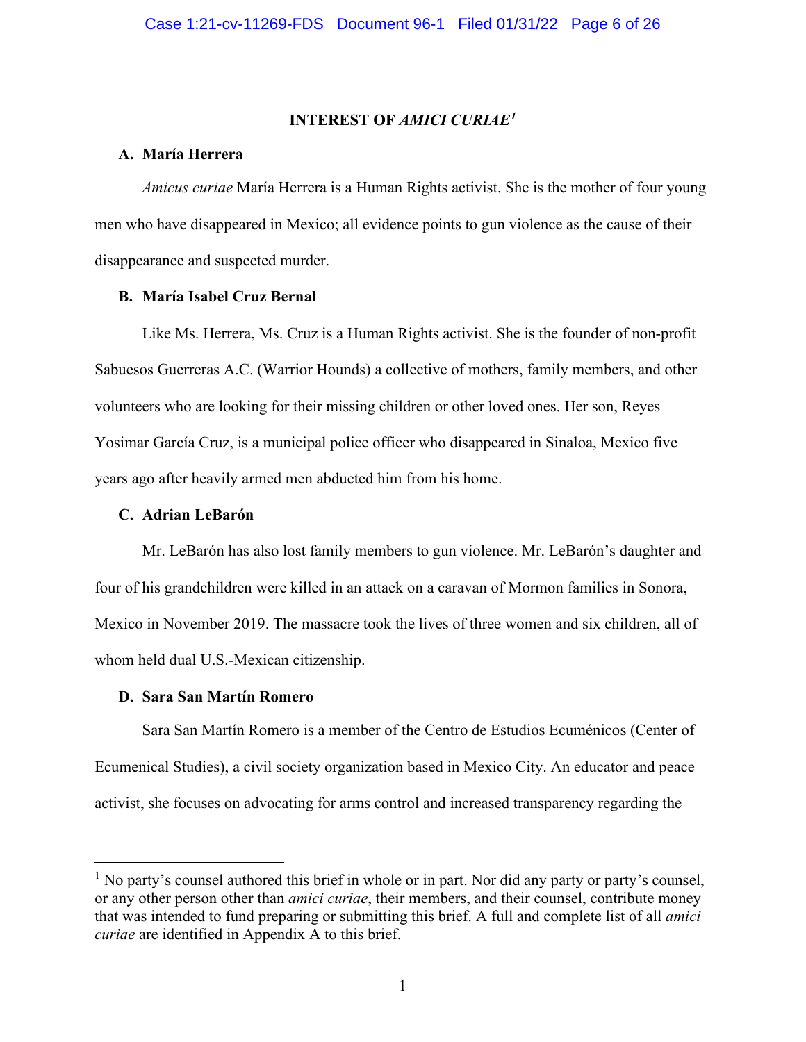## INTEREST OF *AMICI CURIAE*[1]

### A. María Herrera

*Amicus curiae* María Herrera is a Human Rights activist. She is the mother of four young men who have disappeared in Mexico; all evidence points to gun violence as the cause of their disappearance and suspected murder.

### B. María Isabel Cruz Bernal

Like Ms. Herrera, Ms. Cruz is a Human Rights activist. She is the founder of non-profit Sabuesos Guerreras A.C. (Warrior Hounds) a collective of mothers, family members, and other volunteers who are looking for their missing children or other loved ones. Her son, Reyes Yosimar García Cruz, is a municipal police officer who disappeared in Sinaloa, Mexico five years ago after heavily armed men abducted him from his home.

### C. Adrian LeBarón

Mr. LeBarón has also lost family members to gun violence. Mr. LeBarón's daughter and four of his grandchildren were killed in an attack on a caravan of Mormon families in Sonora, Mexico in November 2019. The massacre took the lives of three women and six children, all of whom held dual U.S.-Mexican citizenship.

### D. Sara San Martín Romero

Sara San Martín Romero is a member of the Centro de Estudios Ecuménicos (Center of Ecumenical Studies), a civil society organization based in Mexico City. An educator and peace activist, she focuses on advocating for arms control and increased transparency regarding the

---

[1] No party's counsel authored this brief in whole or in part. Nor did any party or party's counsel, or any other person other than *amici curiae*, their members, and their counsel, contribute money that was intended to fund preparing or submitting this brief. A full and complete list of all *amici curiae* are identified in Appendix A to this brief.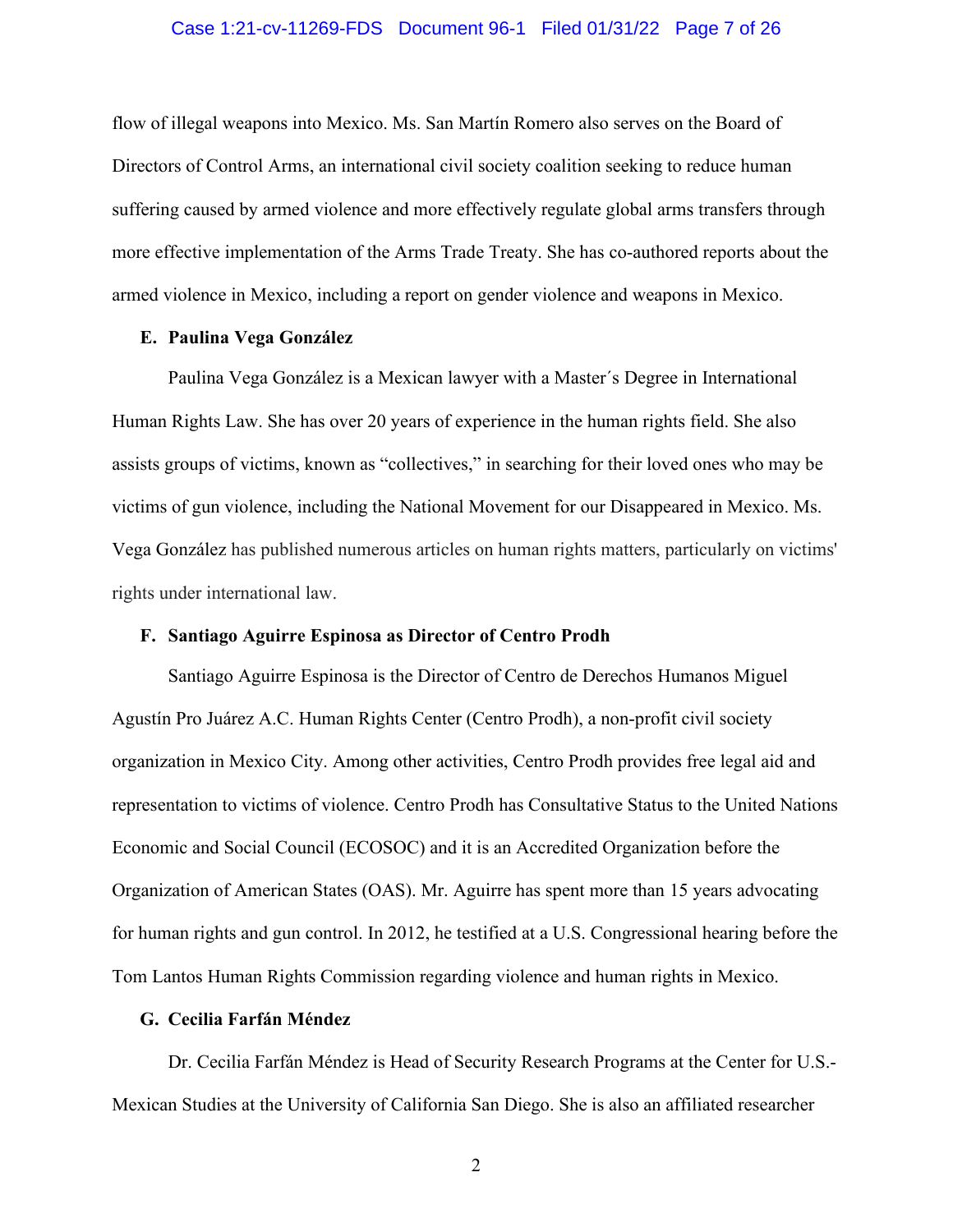flow of illegal weapons into Mexico. Ms. San Martín Romero also serves on the Board of Directors of Control Arms, an international civil society coalition seeking to reduce human suffering caused by armed violence and more effectively regulate global arms transfers through more effective implementation of the Arms Trade Treaty. She has co-authored reports about the armed violence in Mexico, including a report on gender violence and weapons in Mexico.

**E. Paulina Vega González**

Paulina Vega González is a Mexican lawyer with a Master´s Degree in International Human Rights Law. She has over 20 years of experience in the human rights field. She also assists groups of victims, known as "collectives," in searching for their loved ones who may be victims of gun violence, including the National Movement for our Disappeared in Mexico. Ms. Vega González has published numerous articles on human rights matters, particularly on victims' rights under international law.

**F. Santiago Aguirre Espinosa as Director of Centro Prodh**

Santiago Aguirre Espinosa is the Director of Centro de Derechos Humanos Miguel Agustín Pro Juárez A.C. Human Rights Center (Centro Prodh), a non-profit civil society organization in Mexico City. Among other activities, Centro Prodh provides free legal aid and representation to victims of violence. Centro Prodh has Consultative Status to the United Nations Economic and Social Council (ECOSOC) and it is an Accredited Organization before the Organization of American States (OAS). Mr. Aguirre has spent more than 15 years advocating for human rights and gun control. In 2012, he testified at a U.S. Congressional hearing before the Tom Lantos Human Rights Commission regarding violence and human rights in Mexico.

**G. Cecilia Farfán Méndez**

Dr. Cecilia Farfán Méndez is Head of Security Research Programs at the Center for U.S.-Mexican Studies at the University of California San Diego. She is also an affiliated researcher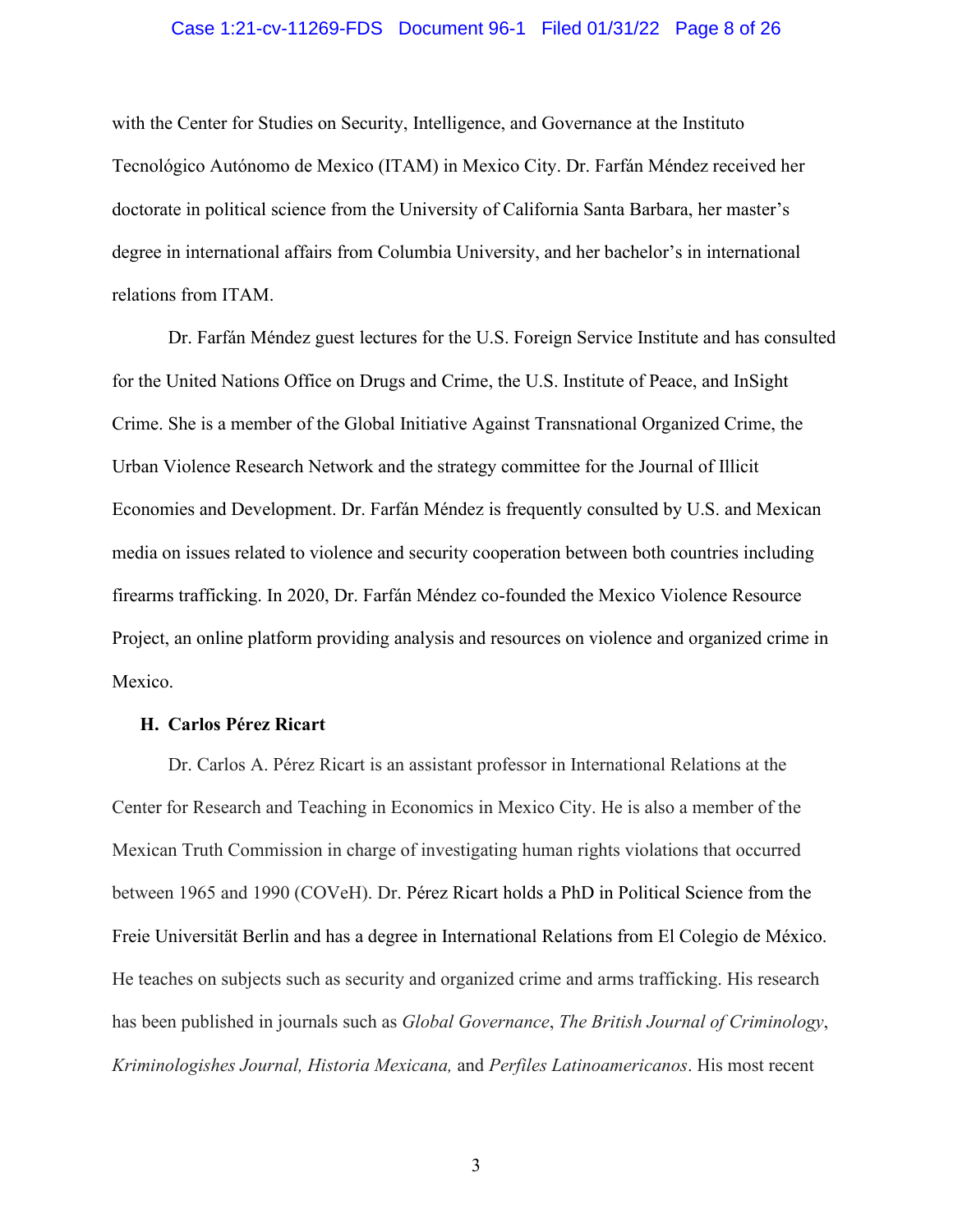with the Center for Studies on Security, Intelligence, and Governance at the Instituto Tecnológico Autónomo de Mexico (ITAM) in Mexico City. Dr. Farfán Méndez received her doctorate in political science from the University of California Santa Barbara, her master's degree in international affairs from Columbia University, and her bachelor's in international relations from ITAM.

Dr. Farfán Méndez guest lectures for the U.S. Foreign Service Institute and has consulted for the United Nations Office on Drugs and Crime, the U.S. Institute of Peace, and InSight Crime. She is a member of the Global Initiative Against Transnational Organized Crime, the Urban Violence Research Network and the strategy committee for the Journal of Illicit Economies and Development. Dr. Farfán Méndez is frequently consulted by U.S. and Mexican media on issues related to violence and security cooperation between both countries including firearms trafficking. In 2020, Dr. Farfán Méndez co-founded the Mexico Violence Resource Project, an online platform providing analysis and resources on violence and organized crime in Mexico.

### H. Carlos Pérez Ricart

Dr. Carlos A. Pérez Ricart is an assistant professor in International Relations at the Center for Research and Teaching in Economics in Mexico City. He is also a member of the Mexican Truth Commission in charge of investigating human rights violations that occurred between 1965 and 1990 (COVeH). Dr. Pérez Ricart holds a PhD in Political Science from the Freie Universität Berlin and has a degree in International Relations from El Colegio de México. He teaches on subjects such as security and organized crime and arms trafficking. His research has been published in journals such as *Global Governance*, *The British Journal of Criminology*, *Kriminologishes Journal, Historia Mexicana,* and *Perfiles Latinoamericanos*. His most recent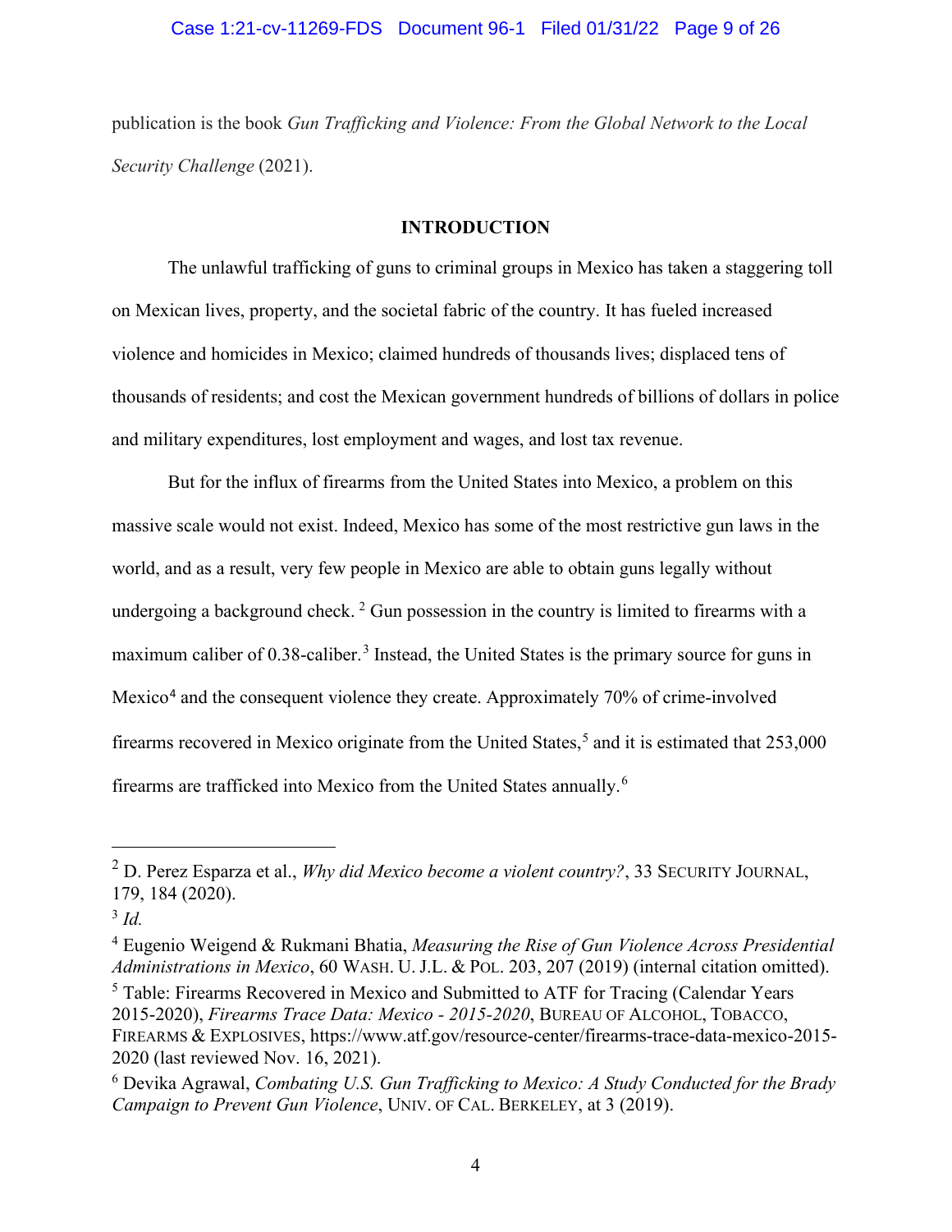publication is the book *Gun Trafficking and Violence: From the Global Network to the Local Security Challenge* (2021).

**INTRODUCTION**

The unlawful trafficking of guns to criminal groups in Mexico has taken a staggering toll on Mexican lives, property, and the societal fabric of the country. It has fueled increased violence and homicides in Mexico; claimed hundreds of thousands lives; displaced tens of thousands of residents; and cost the Mexican government hundreds of billions of dollars in police and military expenditures, lost employment and wages, and lost tax revenue.

But for the influx of firearms from the United States into Mexico, a problem on this massive scale would not exist. Indeed, Mexico has some of the most restrictive gun laws in the world, and as a result, very few people in Mexico are able to obtain guns legally without undergoing a background check. [2] Gun possession in the country is limited to firearms with a maximum caliber of 0.38-caliber.[3] Instead, the United States is the primary source for guns in Mexico[4] and the consequent violence they create. Approximately 70% of crime-involved firearms recovered in Mexico originate from the United States,[5] and it is estimated that 253,000 firearms are trafficked into Mexico from the United States annually.[6]

---

[2] D. Perez Esparza et al., *Why did Mexico become a violent country?*, 33 SECURITY JOURNAL, 179, 184 (2020).

[3] *Id.*

[4] Eugenio Weigend & Rukmani Bhatia, *Measuring the Rise of Gun Violence Across Presidential Administrations in Mexico*, 60 WASH. U. J.L. & POL. 203, 207 (2019) (internal citation omitted).

[5] Table: Firearms Recovered in Mexico and Submitted to ATF for Tracing (Calendar Years 2015-2020), *Firearms Trace Data: Mexico - 2015-2020*, BUREAU OF ALCOHOL, TOBACCO, FIREARMS & EXPLOSIVES, https://www.atf.gov/resource-center/firearms-trace-data-mexico-2015-2020 (last reviewed Nov. 16, 2021).

[6] Devika Agrawal, *Combating U.S. Gun Trafficking to Mexico: A Study Conducted for the Brady Campaign to Prevent Gun Violence*, UNIV. OF CAL. BERKELEY, at 3 (2019).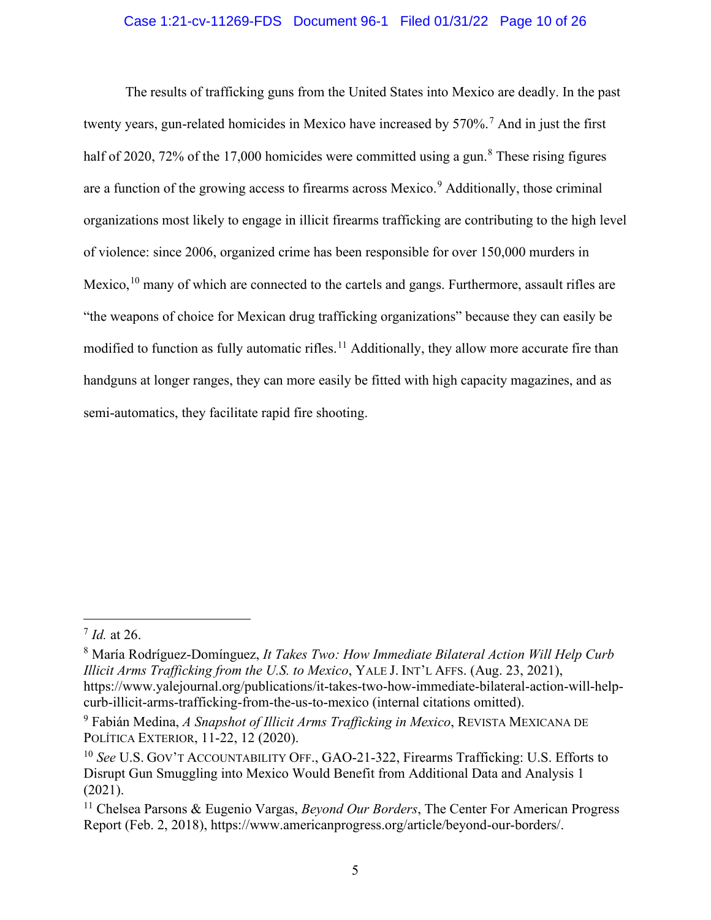The results of trafficking guns from the United States into Mexico are deadly. In the past twenty years, gun-related homicides in Mexico have increased by 570%.[7] And in just the first half of 2020, 72% of the 17,000 homicides were committed using a gun.[8] These rising figures are a function of the growing access to firearms across Mexico.[9] Additionally, those criminal organizations most likely to engage in illicit firearms trafficking are contributing to the high level of violence: since 2006, organized crime has been responsible for over 150,000 murders in Mexico,[10] many of which are connected to the cartels and gangs. Furthermore, assault rifles are "the weapons of choice for Mexican drug trafficking organizations" because they can easily be modified to function as fully automatic rifles.[11] Additionally, they allow more accurate fire than handguns at longer ranges, they can more easily be fitted with high capacity magazines, and as semi-automatics, they facilitate rapid fire shooting.

---

[7] *Id.* at 26.

[8] María Rodríguez-Domínguez, *It Takes Two: How Immediate Bilateral Action Will Help Curb Illicit Arms Trafficking from the U.S. to Mexico*, YALE J. INT'L AFFS. (Aug. 23, 2021), https://www.yalejournal.org/publications/it-takes-two-how-immediate-bilateral-action-will-help-curb-illicit-arms-trafficking-from-the-us-to-mexico (internal citations omitted).

[9] Fabián Medina, *A Snapshot of Illicit Arms Trafficking in Mexico*, REVISTA MEXICANA DE POLÍTICA EXTERIOR, 11-22, 12 (2020).

[10] *See* U.S. GOV'T ACCOUNTABILITY OFF., GAO-21-322, Firearms Trafficking: U.S. Efforts to Disrupt Gun Smuggling into Mexico Would Benefit from Additional Data and Analysis 1 (2021).

[11] Chelsea Parsons & Eugenio Vargas, *Beyond Our Borders*, The Center For American Progress Report (Feb. 2, 2018), https://www.americanprogress.org/article/beyond-our-borders/.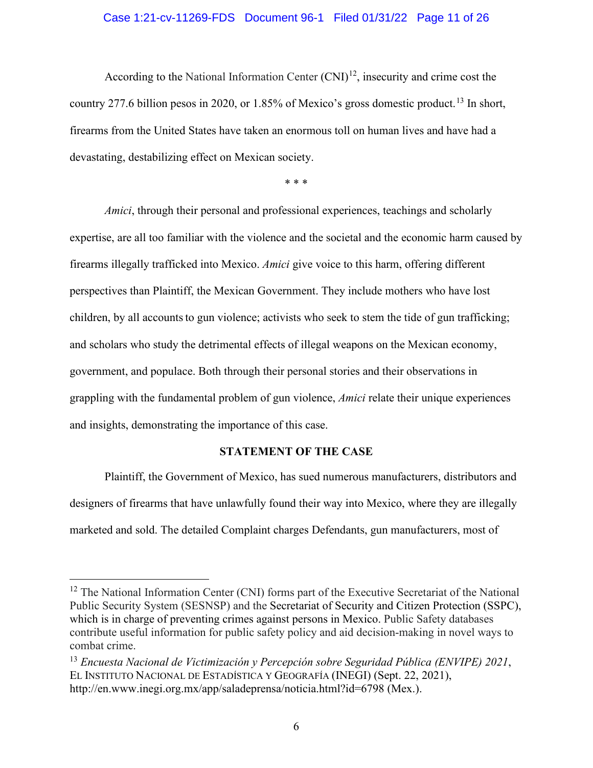According to the National Information Center (CNI)[12], insecurity and crime cost the country 277.6 billion pesos in 2020, or 1.85% of Mexico's gross domestic product.[13] In short, firearms from the United States have taken an enormous toll on human lives and have had a devastating, destabilizing effect on Mexican society.

\* \* \*

*Amici*, through their personal and professional experiences, teachings and scholarly expertise, are all too familiar with the violence and the societal and the economic harm caused by firearms illegally trafficked into Mexico. *Amici* give voice to this harm, offering different perspectives than Plaintiff, the Mexican Government. They include mothers who have lost children, by all accounts to gun violence; activists who seek to stem the tide of gun trafficking; and scholars who study the detrimental effects of illegal weapons on the Mexican economy, government, and populace. Both through their personal stories and their observations in grappling with the fundamental problem of gun violence, *Amici* relate their unique experiences and insights, demonstrating the importance of this case.

## STATEMENT OF THE CASE

Plaintiff, the Government of Mexico, has sued numerous manufacturers, distributors and designers of firearms that have unlawfully found their way into Mexico, where they are illegally marketed and sold. The detailed Complaint charges Defendants, gun manufacturers, most of

---

[12] The National Information Center (CNI) forms part of the Executive Secretariat of the National Public Security System (SESNSP) and the Secretariat of Security and Citizen Protection (SSPC), which is in charge of preventing crimes against persons in Mexico. Public Safety databases contribute useful information for public safety policy and aid decision-making in novel ways to combat crime.

[13] *Encuesta Nacional de Victimización y Percepción sobre Seguridad Pública (ENVIPE) 2021*, EL INSTITUTO NACIONAL DE ESTADÍSTICA Y GEOGRAFÍA (INEGI) (Sept. 22, 2021), http://en.www.inegi.org.mx/app/saladeprensa/noticia.html?id=6798 (Mex.).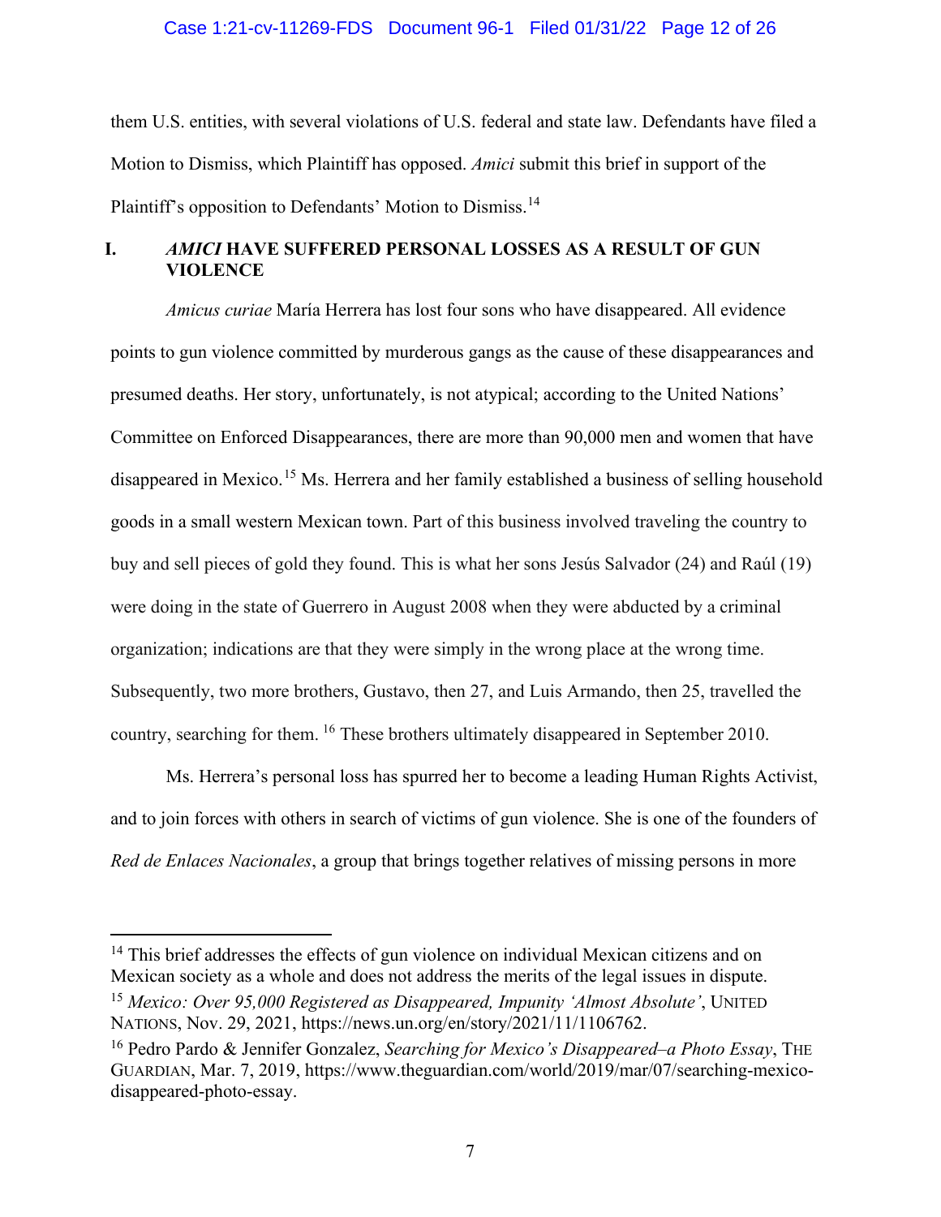them U.S. entities, with several violations of U.S. federal and state law. Defendants have filed a Motion to Dismiss, which Plaintiff has opposed. *Amici* submit this brief in support of the Plaintiff's opposition to Defendants' Motion to Dismiss.[14]

## I. *AMICI* HAVE SUFFERED PERSONAL LOSSES AS A RESULT OF GUN VIOLENCE

*Amicus curiae* María Herrera has lost four sons who have disappeared. All evidence points to gun violence committed by murderous gangs as the cause of these disappearances and presumed deaths. Her story, unfortunately, is not atypical; according to the United Nations' Committee on Enforced Disappearances, there are more than 90,000 men and women that have disappeared in Mexico.[15] Ms. Herrera and her family established a business of selling household goods in a small western Mexican town. Part of this business involved traveling the country to buy and sell pieces of gold they found. This is what her sons Jesús Salvador (24) and Raúl (19) were doing in the state of Guerrero in August 2008 when they were abducted by a criminal organization; indications are that they were simply in the wrong place at the wrong time. Subsequently, two more brothers, Gustavo, then 27, and Luis Armando, then 25, travelled the country, searching for them.[16] These brothers ultimately disappeared in September 2010.

Ms. Herrera's personal loss has spurred her to become a leading Human Rights Activist, and to join forces with others in search of victims of gun violence. She is one of the founders of *Red de Enlaces Nacionales*, a group that brings together relatives of missing persons in more

---

[14] This brief addresses the effects of gun violence on individual Mexican citizens and on Mexican society as a whole and does not address the merits of the legal issues in dispute.

[15] *Mexico: Over 95,000 Registered as Disappeared, Impunity 'Almost Absolute'*, UNITED NATIONS, Nov. 29, 2021, https://news.un.org/en/story/2021/11/1106762.

[16] Pedro Pardo & Jennifer Gonzalez, *Searching for Mexico's Disappeared–a Photo Essay*, THE GUARDIAN, Mar. 7, 2019, https://www.theguardian.com/world/2019/mar/07/searching-mexico-disappeared-photo-essay.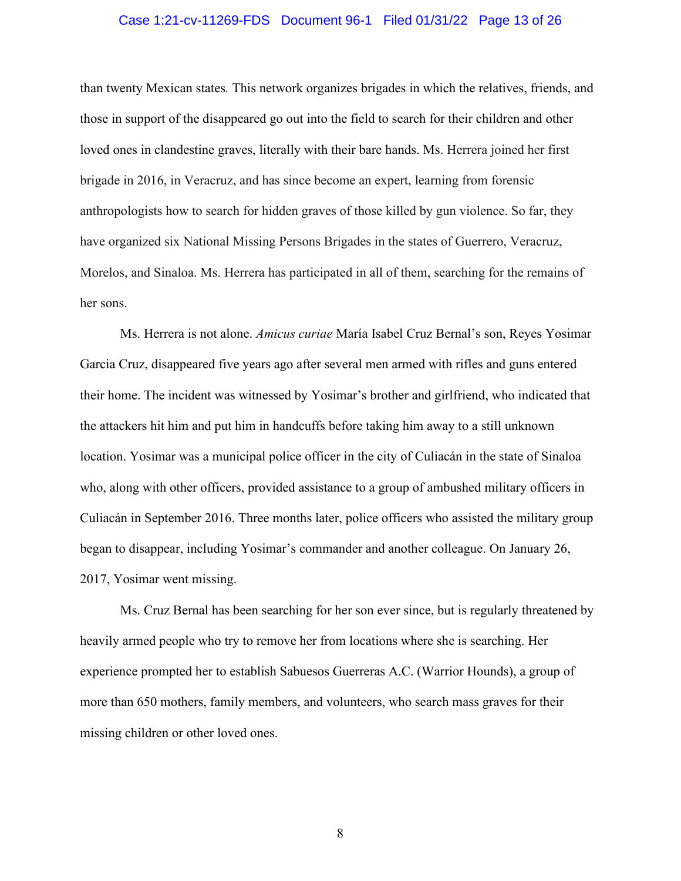than twenty Mexican states. This network organizes brigades in which the relatives, friends, and those in support of the disappeared go out into the field to search for their children and other loved ones in clandestine graves, literally with their bare hands. Ms. Herrera joined her first brigade in 2016, in Veracruz, and has since become an expert, learning from forensic anthropologists how to search for hidden graves of those killed by gun violence. So far, they have organized six National Missing Persons Brigades in the states of Guerrero, Veracruz, Morelos, and Sinaloa. Ms. Herrera has participated in all of them, searching for the remains of her sons.

Ms. Herrera is not alone. *Amicus curiae* María Isabel Cruz Bernal's son, Reyes Yosimar Garcia Cruz, disappeared five years ago after several men armed with rifles and guns entered their home. The incident was witnessed by Yosimar's brother and girlfriend, who indicated that the attackers hit him and put him in handcuffs before taking him away to a still unknown location. Yosimar was a municipal police officer in the city of Culiacán in the state of Sinaloa who, along with other officers, provided assistance to a group of ambushed military officers in Culiacán in September 2016. Three months later, police officers who assisted the military group began to disappear, including Yosimar's commander and another colleague. On January 26, 2017, Yosimar went missing.

Ms. Cruz Bernal has been searching for her son ever since, but is regularly threatened by heavily armed people who try to remove her from locations where she is searching. Her experience prompted her to establish Sabuesos Guerreras A.C. (Warrior Hounds), a group of more than 650 mothers, family members, and volunteers, who search mass graves for their missing children or other loved ones.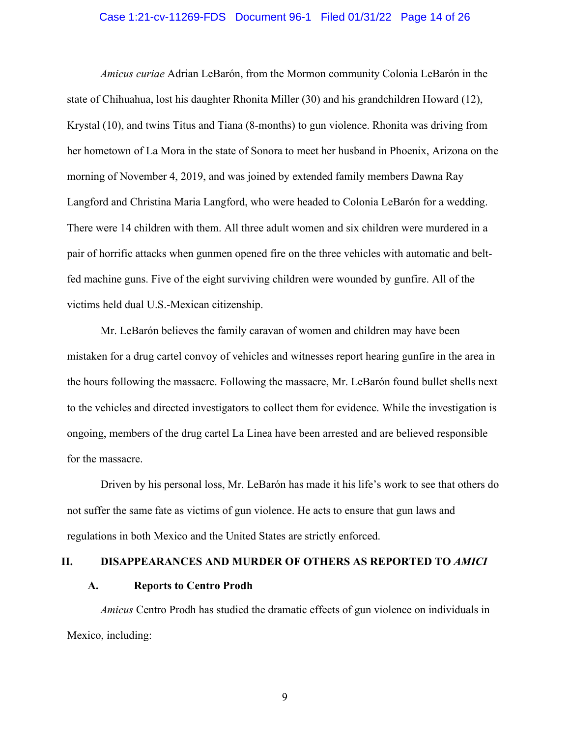*Amicus curiae* Adrian LeBarón, from the Mormon community Colonia LeBarón in the state of Chihuahua, lost his daughter Rhonita Miller (30) and his grandchildren Howard (12), Krystal (10), and twins Titus and Tiana (8-months) to gun violence. Rhonita was driving from her hometown of La Mora in the state of Sonora to meet her husband in Phoenix, Arizona on the morning of November 4, 2019, and was joined by extended family members Dawna Ray Langford and Christina Maria Langford, who were headed to Colonia LeBarón for a wedding. There were 14 children with them. All three adult women and six children were murdered in a pair of horrific attacks when gunmen opened fire on the three vehicles with automatic and belt-fed machine guns. Five of the eight surviving children were wounded by gunfire. All of the victims held dual U.S.-Mexican citizenship.

Mr. LeBarón believes the family caravan of women and children may have been mistaken for a drug cartel convoy of vehicles and witnesses report hearing gunfire in the area in the hours following the massacre. Following the massacre, Mr. LeBarón found bullet shells next to the vehicles and directed investigators to collect them for evidence. While the investigation is ongoing, members of the drug cartel La Linea have been arrested and are believed responsible for the massacre.

Driven by his personal loss, Mr. LeBarón has made it his life's work to see that others do not suffer the same fate as victims of gun violence. He acts to ensure that gun laws and regulations in both Mexico and the United States are strictly enforced.

## II. DISAPPEARANCES AND MURDER OF OTHERS AS REPORTED TO *AMICI*

### A. Reports to Centro Prodh

*Amicus* Centro Prodh has studied the dramatic effects of gun violence on individuals in Mexico, including: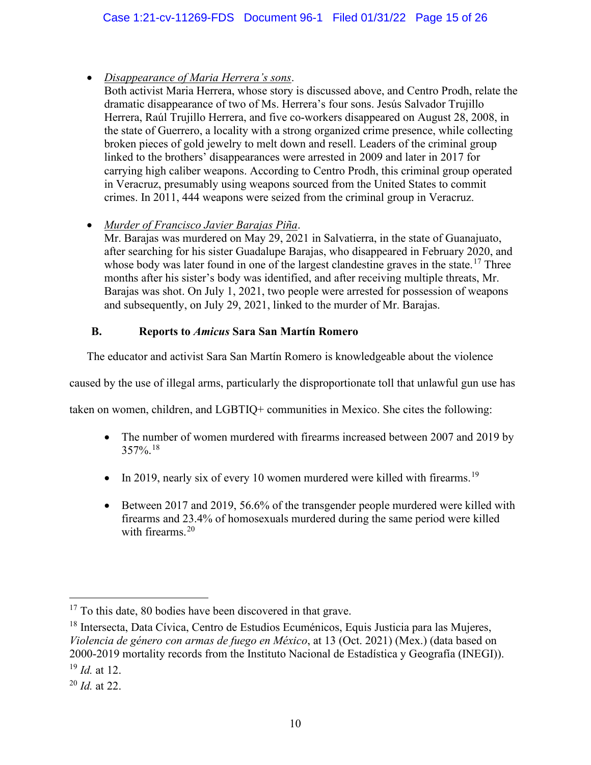- *Disappearance of Maria Herrera's sons*.
  Both activist Maria Herrera, whose story is discussed above, and Centro Prodh, relate the dramatic disappearance of two of Ms. Herrera's four sons. Jesús Salvador Trujillo Herrera, Raúl Trujillo Herrera, and five co-workers disappeared on August 28, 2008, in the state of Guerrero, a locality with a strong organized crime presence, while collecting broken pieces of gold jewelry to melt down and resell. Leaders of the criminal group linked to the brothers' disappearances were arrested in 2009 and later in 2017 for carrying high caliber weapons. According to Centro Prodh, this criminal group operated in Veracruz, presumably using weapons sourced from the United States to commit crimes. In 2011, 444 weapons were seized from the criminal group in Veracruz.

- *Murder of Francisco Javier Barajas Piña*.
  Mr. Barajas was murdered on May 29, 2021 in Salvatierra, in the state of Guanajuato, after searching for his sister Guadalupe Barajas, who disappeared in February 2020, and whose body was later found in one of the largest clandestine graves in the state.[17] Three months after his sister's body was identified, and after receiving multiple threats, Mr. Barajas was shot. On July 1, 2021, two people were arrested for possession of weapons and subsequently, on July 29, 2021, linked to the murder of Mr. Barajas.

### B. Reports to *Amicus* Sara San Martín Romero

The educator and activist Sara San Martín Romero is knowledgeable about the violence caused by the use of illegal arms, particularly the disproportionate toll that unlawful gun use has taken on women, children, and LGBTIQ+ communities in Mexico. She cites the following:

- The number of women murdered with firearms increased between 2007 and 2019 by 357%.[18]
- In 2019, nearly six of every 10 women murdered were killed with firearms.[19]
- Between 2017 and 2019, 56.6% of the transgender people murdered were killed with firearms and 23.4% of homosexuals murdered during the same period were killed with firearms.[20]

---

[17] To this date, 80 bodies have been discovered in that grave.

[18] Intersecta, Data Cívica, Centro de Estudios Ecuménicos, Equis Justicia para las Mujeres, *Violencia de género con armas de fuego en México*, at 13 (Oct. 2021) (Mex.) (data based on 2000-2019 mortality records from the Instituto Nacional de Estadística y Geografía (INEGI)).

[19] *Id.* at 12.

[20] *Id.* at 22.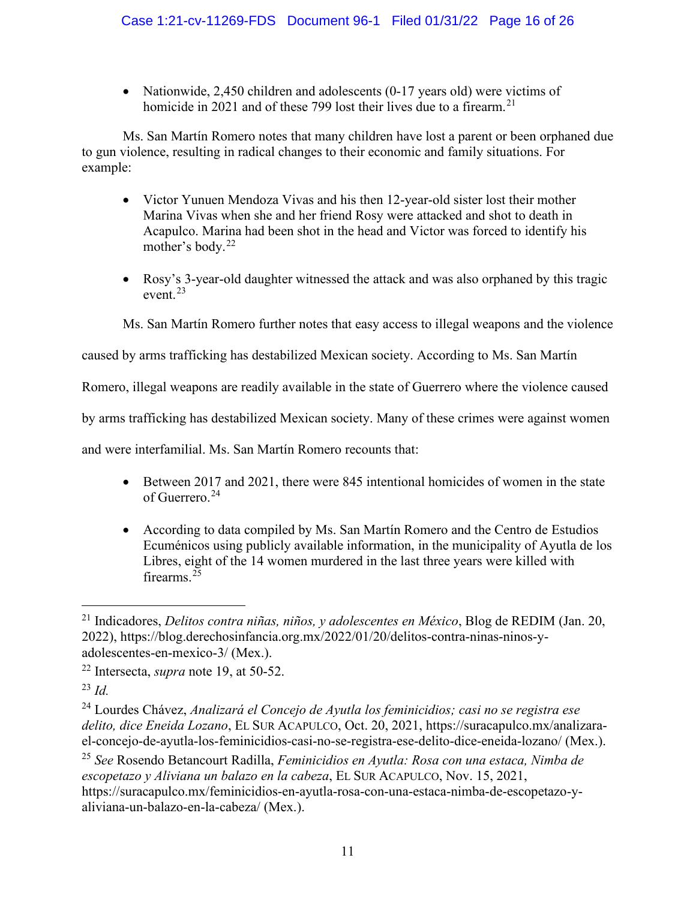- Nationwide, 2,450 children and adolescents (0-17 years old) were victims of homicide in 2021 and of these 799 lost their lives due to a firearm.[21]

Ms. San Martín Romero notes that many children have lost a parent or been orphaned due to gun violence, resulting in radical changes to their economic and family situations. For example:

- Victor Yunuen Mendoza Vivas and his then 12-year-old sister lost their mother Marina Vivas when she and her friend Rosy were attacked and shot to death in Acapulco. Marina had been shot in the head and Victor was forced to identify his mother's body.[22]

- Rosy's 3-year-old daughter witnessed the attack and was also orphaned by this tragic event.[23]

Ms. San Martín Romero further notes that easy access to illegal weapons and the violence caused by arms trafficking has destabilized Mexican society. According to Ms. San Martín Romero, illegal weapons are readily available in the state of Guerrero where the violence caused by arms trafficking has destabilized Mexican society. Many of these crimes were against women and were interfamilial. Ms. San Martín Romero recounts that:

- Between 2017 and 2021, there were 845 intentional homicides of women in the state of Guerrero.[24]

- According to data compiled by Ms. San Martín Romero and the Centro de Estudios Ecuménicos using publicly available information, in the municipality of Ayutla de los Libres, eight of the 14 women murdered in the last three years were killed with firearms.[25]

---

[21] Indicadores, *Delitos contra niñas, niños, y adolescentes en México*, Blog de REDIM (Jan. 20, 2022), https://blog.derechosinfancia.org.mx/2022/01/20/delitos-contra-ninas-ninos-y-adolescentes-en-mexico-3/ (Mex.).

[22] Intersecta, *supra* note 19, at 50-52.

[23] *Id.*

[24] Lourdes Chávez, *Analizará el Concejo de Ayutla los feminicidios; casi no se registra ese delito, dice Eneida Lozano*, EL SUR ACAPULCO, Oct. 20, 2021, https://suracapulco.mx/analizara-el-concejo-de-ayutla-los-feminicidios-casi-no-se-registra-ese-delito-dice-eneida-lozano/ (Mex.).

[25] *See* Rosendo Betancourt Radilla, *Feminicidios en Ayutla: Rosa con una estaca, Nimba de escopetazo y Aliviana un balazo en la cabeza*, EL SUR ACAPULCO, Nov. 15, 2021, https://suracapulco.mx/feminicidios-en-ayutla-rosa-con-una-estaca-nimba-de-escopetazo-y-aliviana-un-balazo-en-la-cabeza/ (Mex.).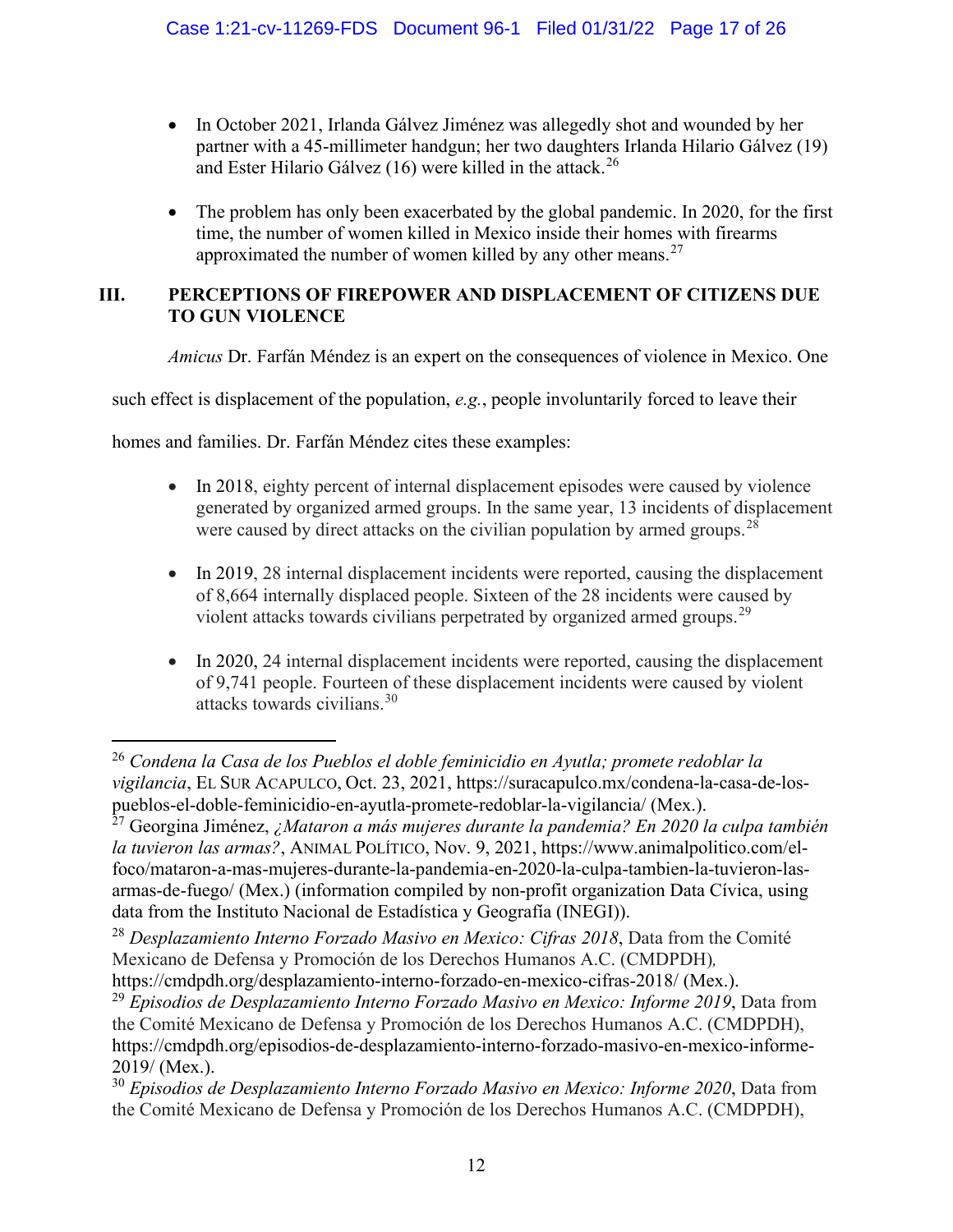- In October 2021, Irlanda Gálvez Jiménez was allegedly shot and wounded by her partner with a 45-millimeter handgun; her two daughters Irlanda Hilario Gálvez (19) and Ester Hilario Gálvez (16) were killed in the attack.[26]

- The problem has only been exacerbated by the global pandemic. In 2020, for the first time, the number of women killed in Mexico inside their homes with firearms approximated the number of women killed by any other means.[27]

## III. PERCEPTIONS OF FIREPOWER AND DISPLACEMENT OF CITIZENS DUE TO GUN VIOLENCE

*Amicus* Dr. Farfán Méndez is an expert on the consequences of violence in Mexico. One such effect is displacement of the population, *e.g.*, people involuntarily forced to leave their homes and families. Dr. Farfán Méndez cites these examples:

- In 2018, eighty percent of internal displacement episodes were caused by violence generated by organized armed groups. In the same year, 13 incidents of displacement were caused by direct attacks on the civilian population by armed groups.[28]

- In 2019, 28 internal displacement incidents were reported, causing the displacement of 8,664 internally displaced people. Sixteen of the 28 incidents were caused by violent attacks towards civilians perpetrated by organized armed groups.[29]

- In 2020, 24 internal displacement incidents were reported, causing the displacement of 9,741 people. Fourteen of these displacement incidents were caused by violent attacks towards civilians.[30]

---

[26] *Condena la Casa de los Pueblos el doble feminicidio en Ayutla; promete redoblar la vigilancia*, EL SUR ACAPULCO, Oct. 23, 2021, https://suracapulco.mx/condena-la-casa-de-los-pueblos-el-doble-feminicidio-en-ayutla-promete-redoblar-la-vigilancia/ (Mex.).

[27] Georgina Jiménez, *¿Mataron a más mujeres durante la pandemia? En 2020 la culpa también la tuvieron las armas?*, ANIMAL POLÍTICO, Nov. 9, 2021, https://www.animalpolitico.com/el-foco/mataron-a-mas-mujeres-durante-la-pandemia-en-2020-la-culpa-tambien-la-tuvieron-las-armas-de-fuego/ (Mex.) (information compiled by non-profit organization Data Cívica, using data from the Instituto Nacional de Estadística y Geografía (INEGI)).

[28] *Desplazamiento Interno Forzado Masivo en Mexico: Cifras 2018*, Data from the Comité Mexicano de Defensa y Promoción de los Derechos Humanos A.C. (CMDPDH), https://cmdpdh.org/desplazamiento-interno-forzado-en-mexico-cifras-2018/ (Mex.).

[29] *Episodios de Desplazamiento Interno Forzado Masivo en Mexico: Informe 2019*, Data from the Comité Mexicano de Defensa y Promoción de los Derechos Humanos A.C. (CMDPDH), https://cmdpdh.org/episodios-de-desplazamiento-interno-forzado-masivo-en-mexico-informe-2019/ (Mex.).

[30] *Episodios de Desplazamiento Interno Forzado Masivo en Mexico: Informe 2020*, Data from the Comité Mexicano de Defensa y Promoción de los Derechos Humanos A.C. (CMDPDH),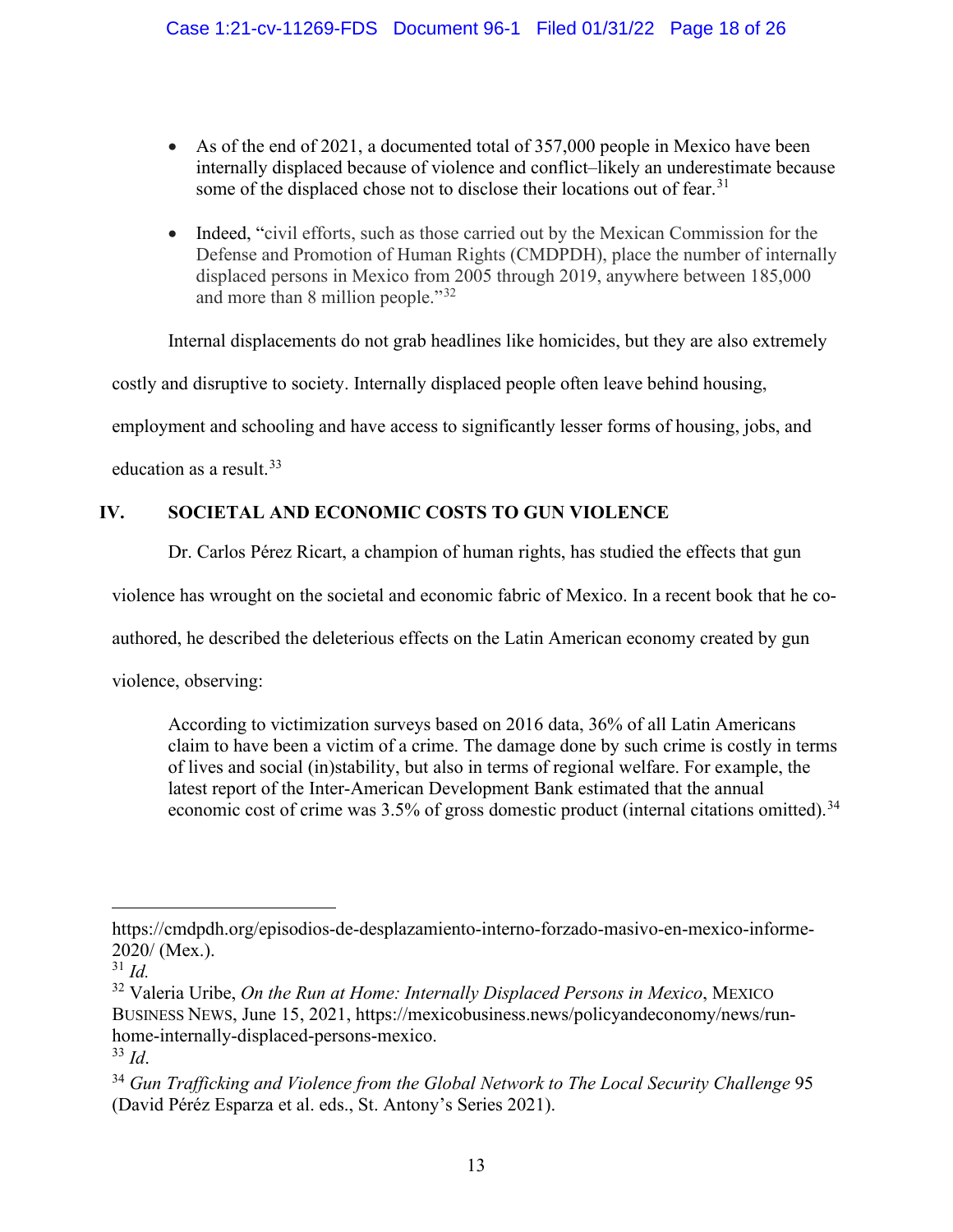- As of the end of 2021, a documented total of 357,000 people in Mexico have been internally displaced because of violence and conflict–likely an underestimate because some of the displaced chose not to disclose their locations out of fear.[31]

- Indeed, "civil efforts, such as those carried out by the Mexican Commission for the Defense and Promotion of Human Rights (CMDPDH), place the number of internally displaced persons in Mexico from 2005 through 2019, anywhere between 185,000 and more than 8 million people."[32]

Internal displacements do not grab headlines like homicides, but they are also extremely costly and disruptive to society. Internally displaced people often leave behind housing, employment and schooling and have access to significantly lesser forms of housing, jobs, and education as a result.[33]

## IV. SOCIETAL AND ECONOMIC COSTS TO GUN VIOLENCE

Dr. Carlos Pérez Ricart, a champion of human rights, has studied the effects that gun violence has wrought on the societal and economic fabric of Mexico. In a recent book that he co-authored, he described the deleterious effects on the Latin American economy created by gun violence, observing:

> According to victimization surveys based on 2016 data, 36% of all Latin Americans claim to have been a victim of a crime. The damage done by such crime is costly in terms of lives and social (in)stability, but also in terms of regional welfare. For example, the latest report of the Inter-American Development Bank estimated that the annual economic cost of crime was 3.5% of gross domestic product (internal citations omitted).[34]

---

https://cmdpdh.org/episodios-de-desplazamiento-interno-forzado-masivo-en-mexico-informe-2020/ (Mex.).

[31] *Id.*

[32] Valeria Uribe, *On the Run at Home: Internally Displaced Persons in Mexico*, MEXICO BUSINESS NEWS, June 15, 2021, https://mexicobusiness.news/policyandeconomy/news/run-home-internally-displaced-persons-mexico.

[33] *Id*.

[34] *Gun Trafficking and Violence from the Global Network to The Local Security Challenge* 95 (David Péréz Esparza et al. eds., St. Antony's Series 2021).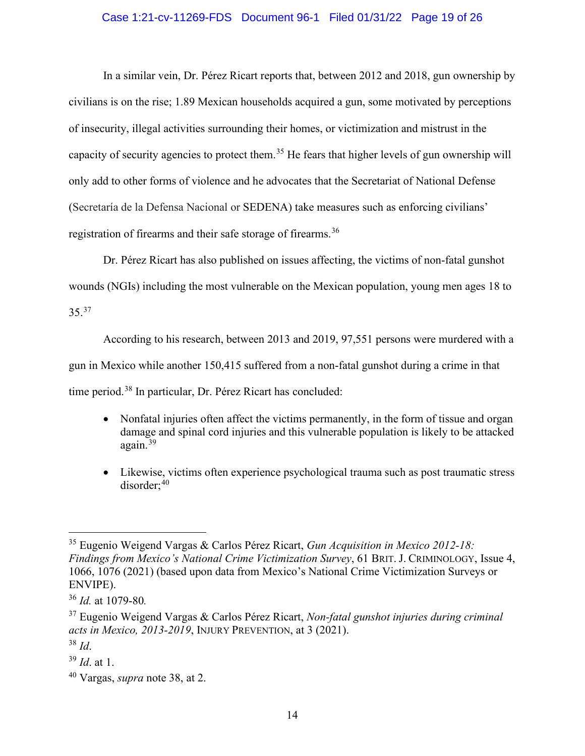In a similar vein, Dr. Pérez Ricart reports that, between 2012 and 2018, gun ownership by civilians is on the rise; 1.89 Mexican households acquired a gun, some motivated by perceptions of insecurity, illegal activities surrounding their homes, or victimization and mistrust in the capacity of security agencies to protect them.[35] He fears that higher levels of gun ownership will only add to other forms of violence and he advocates that the Secretariat of National Defense (Secretaría de la Defensa Nacional or SEDENA) take measures such as enforcing civilians' registration of firearms and their safe storage of firearms.[36]

Dr. Pérez Ricart has also published on issues affecting, the victims of non-fatal gunshot wounds (NGIs) including the most vulnerable on the Mexican population, young men ages 18 to 35.[37]

According to his research, between 2013 and 2019, 97,551 persons were murdered with a gun in Mexico while another 150,415 suffered from a non-fatal gunshot during a crime in that time period.[38] In particular, Dr. Pérez Ricart has concluded:

- Nonfatal injuries often affect the victims permanently, in the form of tissue and organ damage and spinal cord injuries and this vulnerable population is likely to be attacked again.[39]
- Likewise, victims often experience psychological trauma such as post traumatic stress disorder;[40]

---

[35] Eugenio Weigend Vargas & Carlos Pérez Ricart, *Gun Acquisition in Mexico 2012-18: Findings from Mexico's National Crime Victimization Survey*, 61 BRIT. J. CRIMINOLOGY, Issue 4, 1066, 1076 (2021) (based upon data from Mexico's National Crime Victimization Surveys or ENVIPE).

[36] *Id.* at 1079-80.

[37] Eugenio Weigend Vargas & Carlos Pérez Ricart, *Non-fatal gunshot injuries during criminal acts in Mexico, 2013-2019*, INJURY PREVENTION, at 3 (2021).

[38] *Id*.

[39] *Id*. at 1.

[40] Vargas, *supra* note 38, at 2.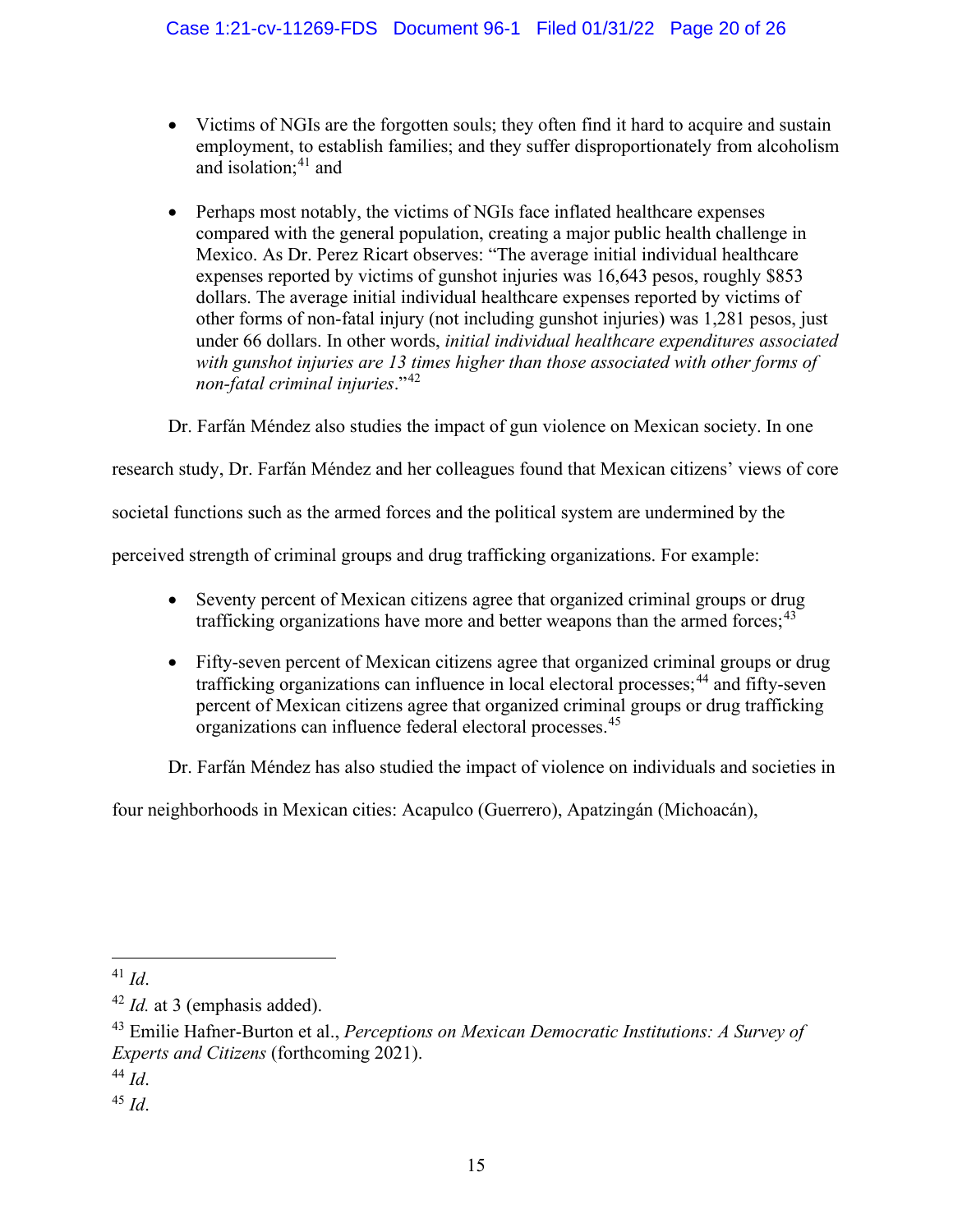- Victims of NGIs are the forgotten souls; they often find it hard to acquire and sustain employment, to establish families; and they suffer disproportionately from alcoholism and isolation;[41] and

- Perhaps most notably, the victims of NGIs face inflated healthcare expenses compared with the general population, creating a major public health challenge in Mexico. As Dr. Perez Ricart observes: "The average initial individual healthcare expenses reported by victims of gunshot injuries was 16,643 pesos, roughly $853 dollars. The average initial individual healthcare expenses reported by victims of other forms of non-fatal injury (not including gunshot injuries) was 1,281 pesos, just under 66 dollars. In other words, *initial individual healthcare expenditures associated with gunshot injuries are 13 times higher than those associated with other forms of non-fatal criminal injuries*."[42]

Dr. Farfán Méndez also studies the impact of gun violence on Mexican society. In one research study, Dr. Farfán Méndez and her colleagues found that Mexican citizens' views of core societal functions such as the armed forces and the political system are undermined by the perceived strength of criminal groups and drug trafficking organizations. For example:

- Seventy percent of Mexican citizens agree that organized criminal groups or drug trafficking organizations have more and better weapons than the armed forces;[43]

- Fifty-seven percent of Mexican citizens agree that organized criminal groups or drug trafficking organizations can influence in local electoral processes;[44] and fifty-seven percent of Mexican citizens agree that organized criminal groups or drug trafficking organizations can influence federal electoral processes.[45]

Dr. Farfán Méndez has also studied the impact of violence on individuals and societies in four neighborhoods in Mexican cities: Acapulco (Guerrero), Apatzingán (Michoacán),

---

[41] *Id*.

[42] *Id.* at 3 (emphasis added).

[43] Emilie Hafner-Burton et al., *Perceptions on Mexican Democratic Institutions: A Survey of Experts and Citizens* (forthcoming 2021).

[44] *Id*.

[45] *Id*.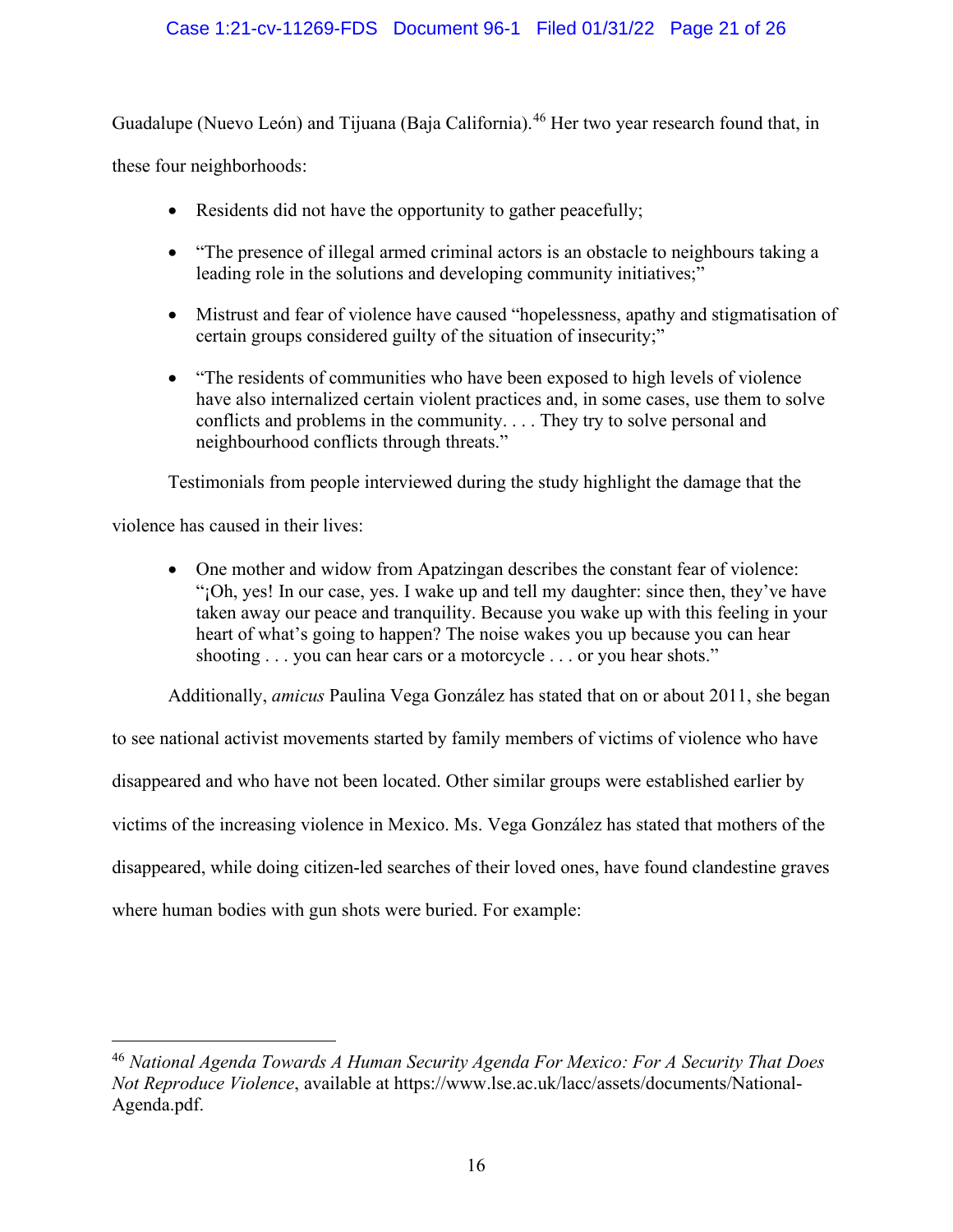Guadalupe (Nuevo León) and Tijuana (Baja California).[46] Her two year research found that, in these four neighborhoods:

- Residents did not have the opportunity to gather peacefully;
- "The presence of illegal armed criminal actors is an obstacle to neighbours taking a leading role in the solutions and developing community initiatives;"
- Mistrust and fear of violence have caused "hopelessness, apathy and stigmatisation of certain groups considered guilty of the situation of insecurity;"
- "The residents of communities who have been exposed to high levels of violence have also internalized certain violent practices and, in some cases, use them to solve conflicts and problems in the community. . . . They try to solve personal and neighbourhood conflicts through threats."

Testimonials from people interviewed during the study highlight the damage that the violence has caused in their lives:

- One mother and widow from Apatzingan describes the constant fear of violence: "¡Oh, yes! In our case, yes. I wake up and tell my daughter: since then, they've have taken away our peace and tranquility. Because you wake up with this feeling in your heart of what's going to happen? The noise wakes you up because you can hear shooting . . . you can hear cars or a motorcycle . . . or you hear shots."

Additionally, *amicus* Paulina Vega González has stated that on or about 2011, she began to see national activist movements started by family members of victims of violence who have disappeared and who have not been located. Other similar groups were established earlier by victims of the increasing violence in Mexico. Ms. Vega González has stated that mothers of the disappeared, while doing citizen-led searches of their loved ones, have found clandestine graves where human bodies with gun shots were buried. For example:

---

[46] *National Agenda Towards A Human Security Agenda For Mexico: For A Security That Does Not Reproduce Violence*, available at https://www.lse.ac.uk/lacc/assets/documents/National-Agenda.pdf.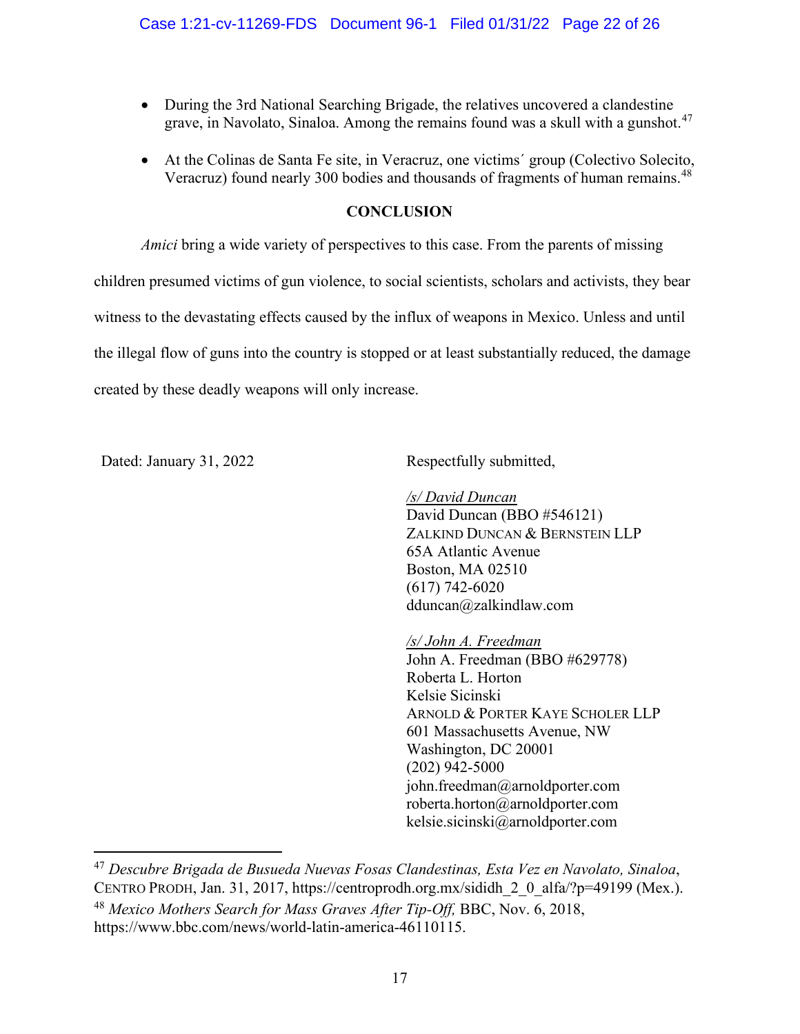- During the 3rd National Searching Brigade, the relatives uncovered a clandestine grave, in Navolato, Sinaloa. Among the remains found was a skull with a gunshot.[47]
- At the Colinas de Santa Fe site, in Veracruz, one victims´ group (Colectivo Solecito, Veracruz) found nearly 300 bodies and thousands of fragments of human remains.[48]

## CONCLUSION

*Amici* bring a wide variety of perspectives to this case. From the parents of missing children presumed victims of gun violence, to social scientists, scholars and activists, they bear witness to the devastating effects caused by the influx of weapons in Mexico. Unless and until the illegal flow of guns into the country is stopped or at least substantially reduced, the damage created by these deadly weapons will only increase.

Dated: January 31, 2022

Respectfully submitted,

/s/ David Duncan
David Duncan (BBO #546121)
ZALKIND DUNCAN & BERNSTEIN LLP
65A Atlantic Avenue
Boston, MA 02510
(617) 742-6020
dduncan@zalkindlaw.com

/s/ John A. Freedman
John A. Freedman (BBO #629778)
Roberta L. Horton
Kelsie Sicinski
ARNOLD & PORTER KAYE SCHOLER LLP
601 Massachusetts Avenue, NW
Washington, DC 20001
(202) 942-5000
john.freedman@arnoldporter.com
roberta.horton@arnoldporter.com
kelsie.sicinski@arnoldporter.com

---

[47] *Descubre Brigada de Busueda Nuevas Fosas Clandestinas, Esta Vez en Navolato, Sinaloa*, CENTRO PRODH, Jan. 31, 2017, https://centroprodh.org.mx/sididh_2_0_alfa/?p=49199 (Mex.).

[48] *Mexico Mothers Search for Mass Graves After Tip-Off,* BBC, Nov. 6, 2018, https://www.bbc.com/news/world-latin-america-46110115.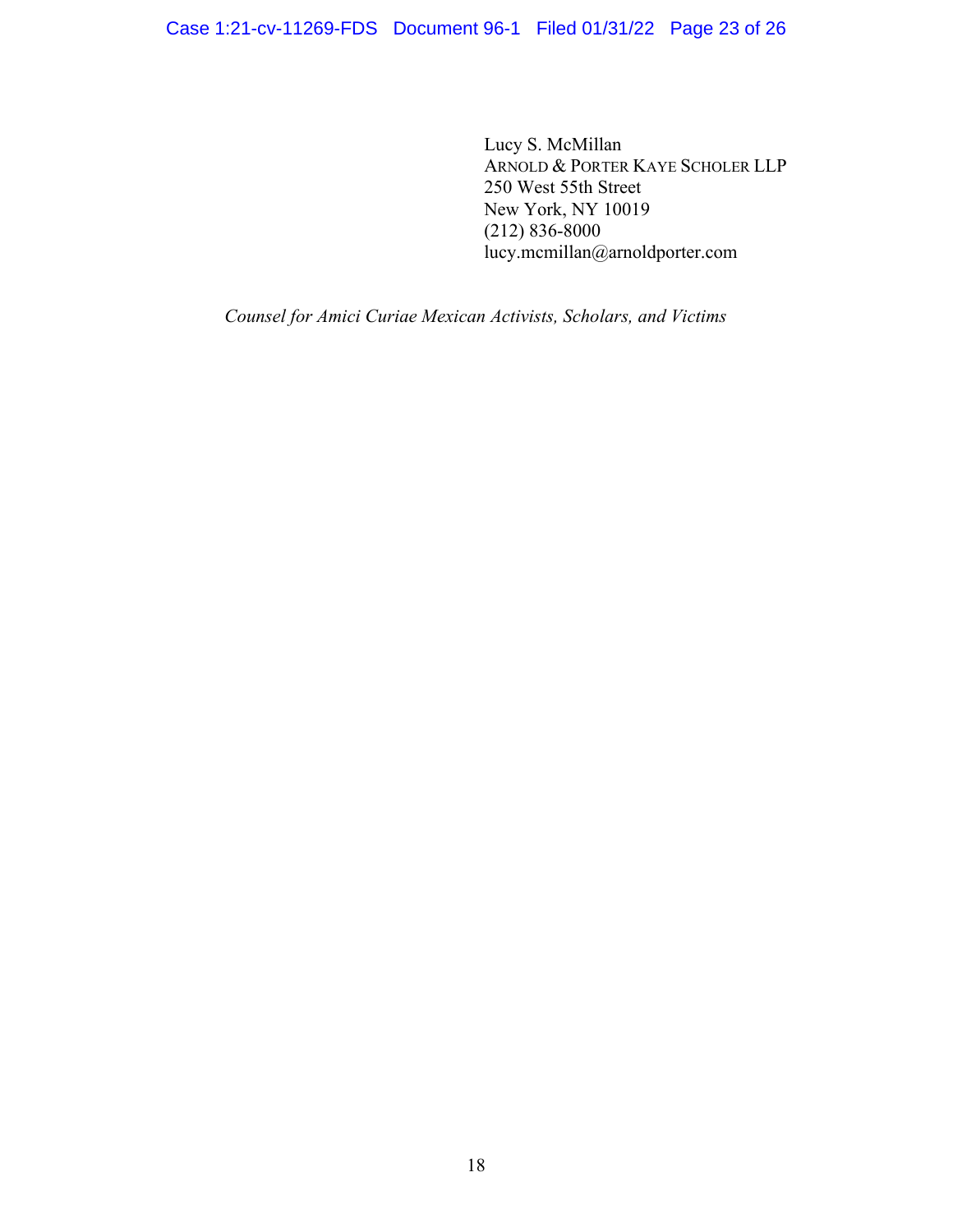Lucy S. McMillan
ARNOLD & PORTER KAYE SCHOLER LLP
250 West 55th Street
New York, NY 10019
(212) 836-8000
lucy.mcmillan@arnoldporter.com

*Counsel for Amici Curiae Mexican Activists, Scholars, and Victims*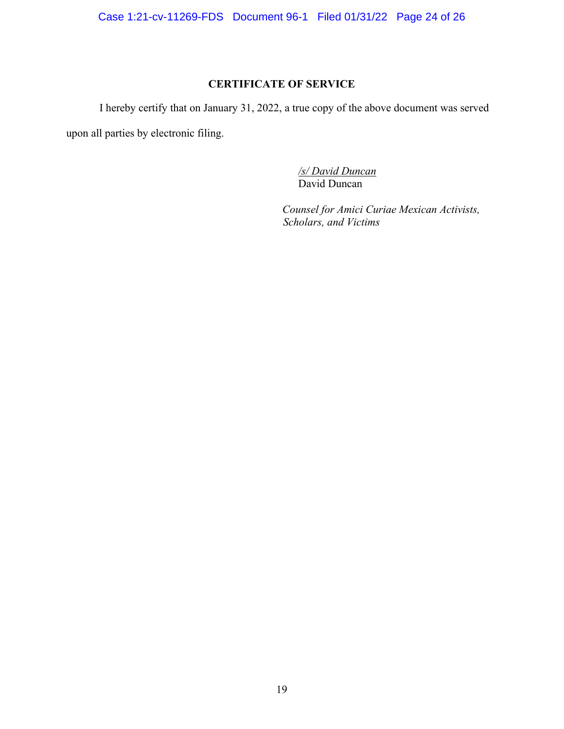## CERTIFICATE OF SERVICE

I hereby certify that on January 31, 2022, a true copy of the above document was served upon all parties by electronic filing.

/s/ David Duncan
David Duncan

*Counsel for Amici Curiae Mexican Activists, Scholars, and Victims*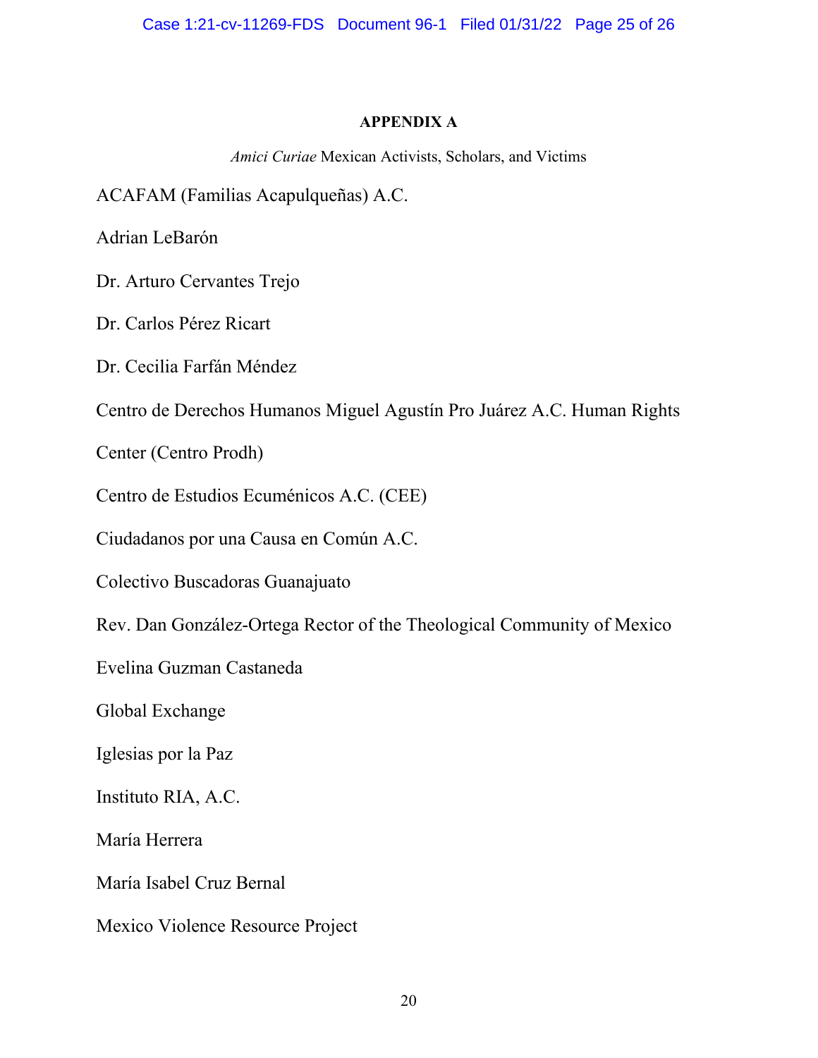**APPENDIX A**

*Amici Curiae* Mexican Activists, Scholars, and Victims

ACAFAM (Familias Acapulqueñas) A.C.

Adrian LeBarón

Dr. Arturo Cervantes Trejo

Dr. Carlos Pérez Ricart

Dr. Cecilia Farfán Méndez

Centro de Derechos Humanos Miguel Agustín Pro Juárez A.C. Human Rights Center (Centro Prodh)

Centro de Estudios Ecuménicos A.C. (CEE)

Ciudadanos por una Causa en Común A.C.

Colectivo Buscadoras Guanajuato

Rev. Dan González-Ortega Rector of the Theological Community of Mexico

Evelina Guzman Castaneda

Global Exchange

Iglesias por la Paz

Instituto RIA, A.C.

María Herrera

María Isabel Cruz Bernal

Mexico Violence Resource Project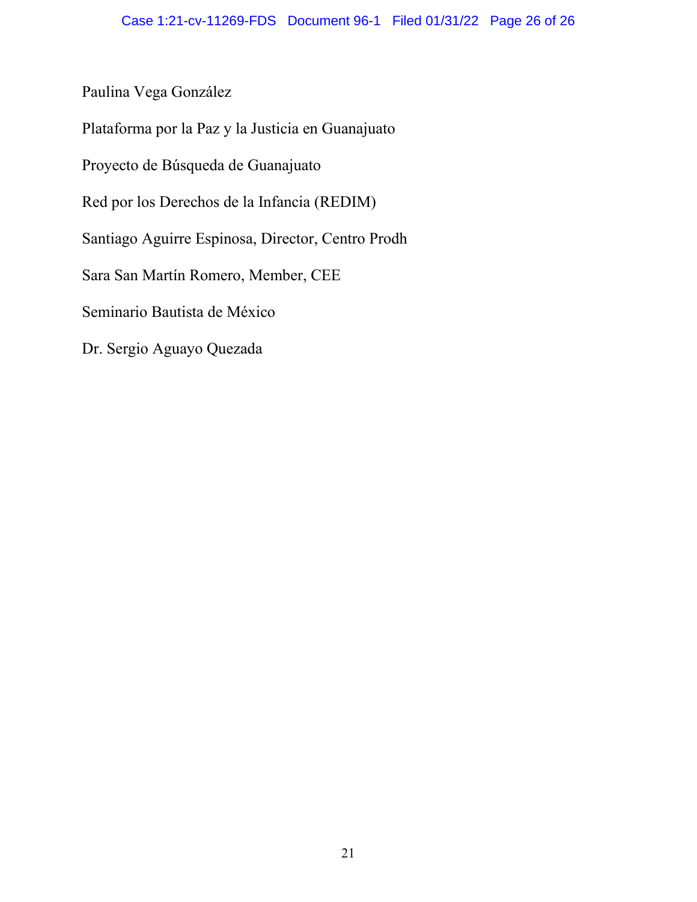Paulina Vega González

Plataforma por la Paz y la Justicia en Guanajuato

Proyecto de Búsqueda de Guanajuato

Red por los Derechos de la Infancia (REDIM)

Santiago Aguirre Espinosa, Director, Centro Prodh

Sara San Martín Romero, Member, CEE

Seminario Bautista de México

Dr. Sergio Aguayo Quezada